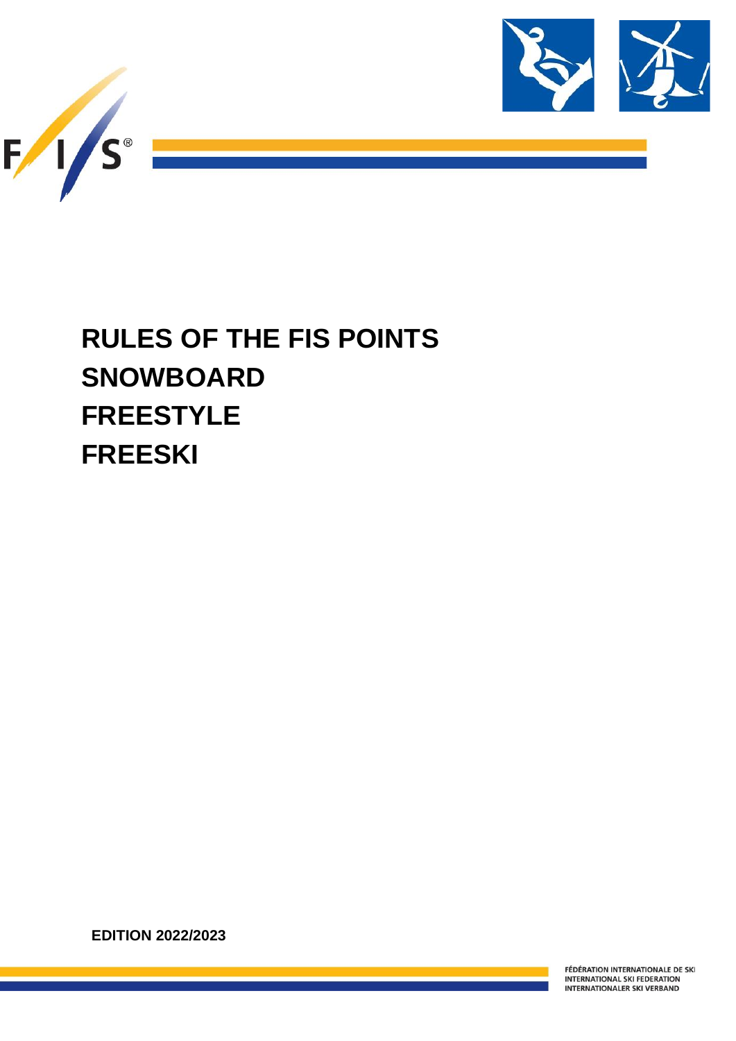# RULES OF THE FIS POINTS
# SNOWBOARD
# FREESTYLE
# FREESKI

**EDITION 2022/2023**

FÉDÉRATION INTERNATIONALE DE SKI
INTERNATIONAL SKI FEDERATION
INTERNATIONALER SKI VERBAND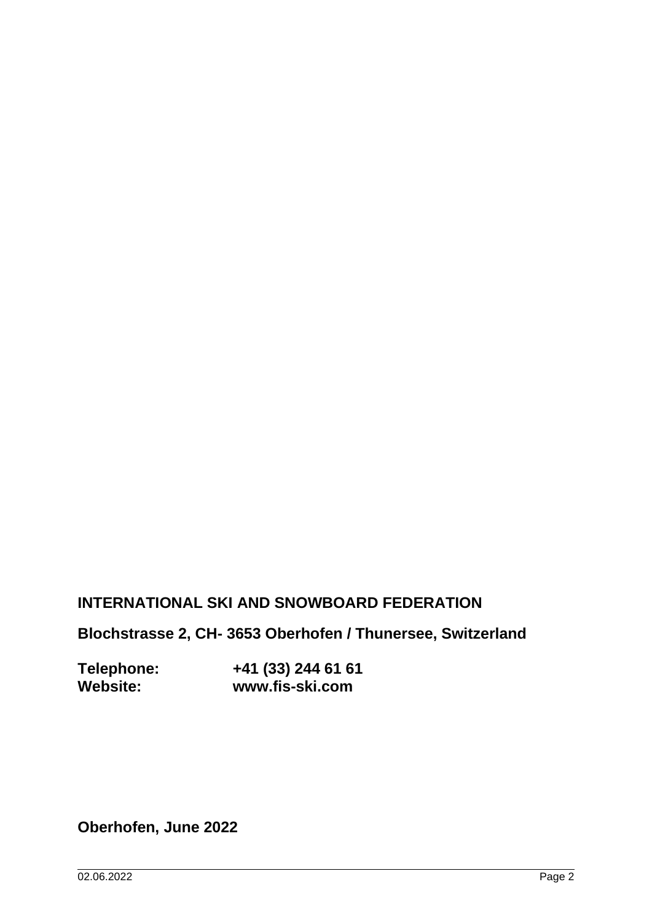**INTERNATIONAL SKI AND SNOWBOARD FEDERATION**

**Blochstrasse 2, CH- 3653 Oberhofen / Thunersee, Switzerland**

| | |
|---|---|
| **Telephone:** | **+41 (33) 244 61 61** |
| **Website:** | **www.fis-ski.com** |

**Oberhofen, June 2022**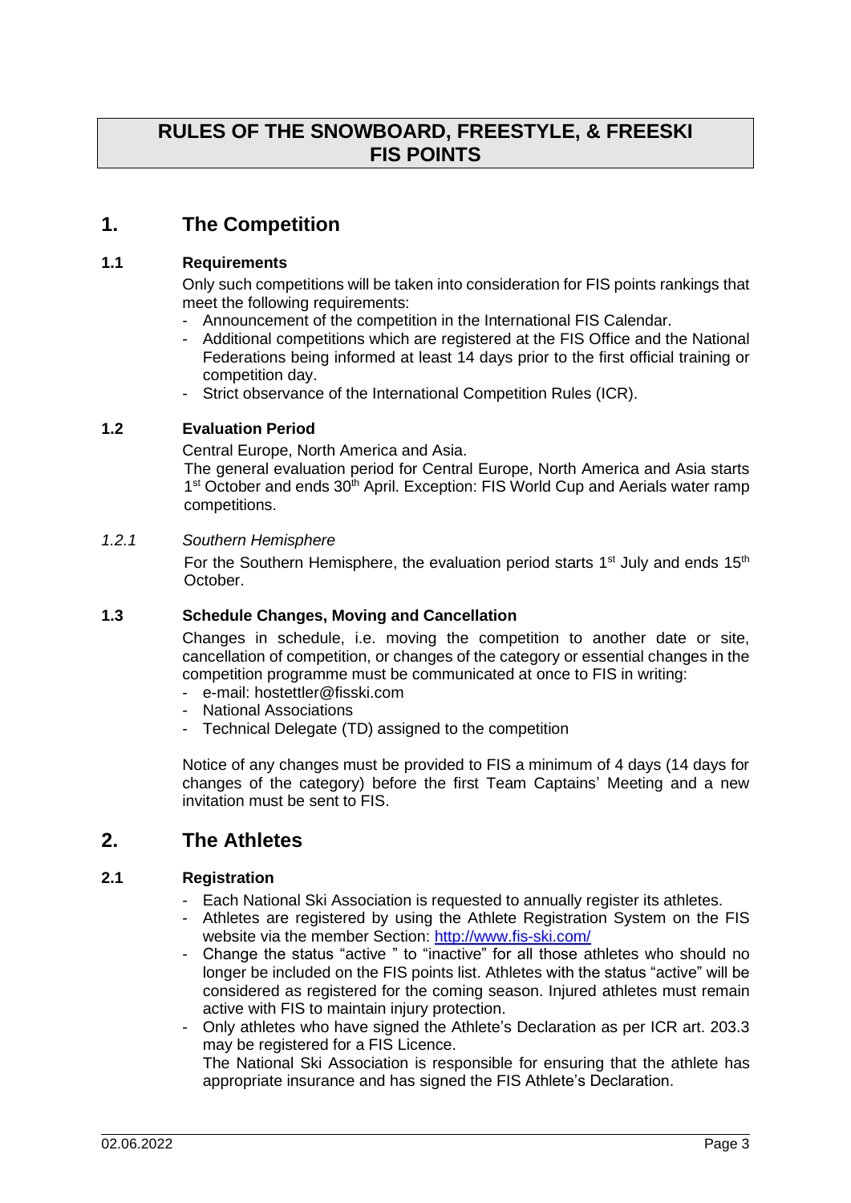# RULES OF THE SNOWBOARD, FREESTYLE, & FREESKI FIS POINTS

## 1. The Competition

### 1.1 Requirements

Only such competitions will be taken into consideration for FIS points rankings that meet the following requirements:

- Announcement of the competition in the International FIS Calendar.
- Additional competitions which are registered at the FIS Office and the National Federations being informed at least 14 days prior to the first official training or competition day.
- Strict observance of the International Competition Rules (ICR).

### 1.2 Evaluation Period

Central Europe, North America and Asia.

The general evaluation period for Central Europe, North America and Asia starts 1st October and ends 30th April. Exception: FIS World Cup and Aerials water ramp competitions.

#### *1.2.1 Southern Hemisphere*

For the Southern Hemisphere, the evaluation period starts 1st July and ends 15th October.

### 1.3 Schedule Changes, Moving and Cancellation

Changes in schedule, i.e. moving the competition to another date or site, cancellation of competition, or changes of the category or essential changes in the competition programme must be communicated at once to FIS in writing:

- e-mail: hostettler@fisski.com
- National Associations
- Technical Delegate (TD) assigned to the competition

Notice of any changes must be provided to FIS a minimum of 4 days (14 days for changes of the category) before the first Team Captains' Meeting and a new invitation must be sent to FIS.

## 2. The Athletes

### 2.1 Registration

- Each National Ski Association is requested to annually register its athletes.
- Athletes are registered by using the Athlete Registration System on the FIS website via the member Section: http://www.fis-ski.com/
- Change the status "active " to "inactive" for all those athletes who should no longer be included on the FIS points list. Athletes with the status "active" will be considered as registered for the coming season. Injured athletes must remain active with FIS to maintain injury protection.
- Only athletes who have signed the Athlete's Declaration as per ICR art. 203.3 may be registered for a FIS Licence.
  The National Ski Association is responsible for ensuring that the athlete has appropriate insurance and has signed the FIS Athlete's Declaration.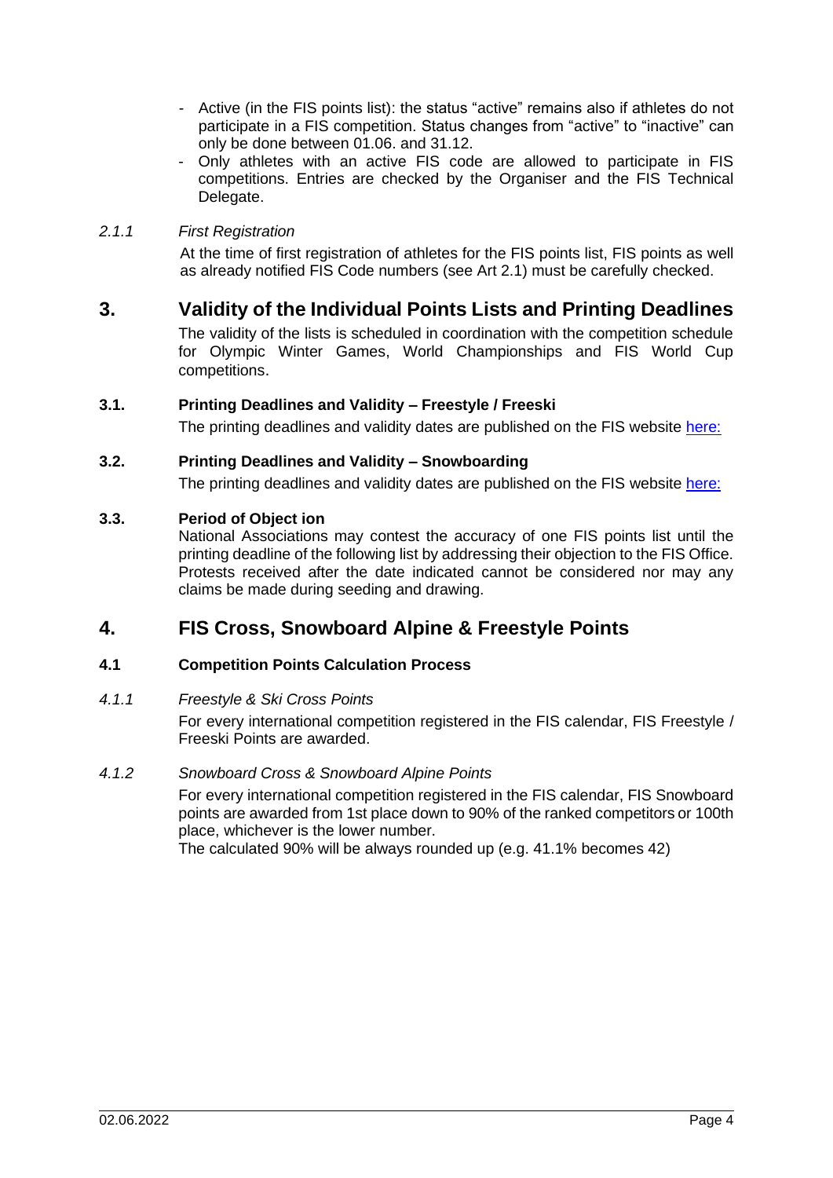- Active (in the FIS points list): the status "active" remains also if athletes do not participate in a FIS competition. Status changes from "active" to "inactive" can only be done between 01.06. and 31.12.
- Only athletes with an active FIS code are allowed to participate in FIS competitions. Entries are checked by the Organiser and the FIS Technical Delegate.

### *2.1.1 First Registration*

At the time of first registration of athletes for the FIS points list, FIS points as well as already notified FIS Code numbers (see Art 2.1) must be carefully checked.

# 3. Validity of the Individual Points Lists and Printing Deadlines

The validity of the lists is scheduled in coordination with the competition schedule for Olympic Winter Games, World Championships and FIS World Cup competitions.

### 3.1. Printing Deadlines and Validity – Freestyle / Freeski

The printing deadlines and validity dates are published on the FIS website here:

### 3.2. Printing Deadlines and Validity – Snowboarding

The printing deadlines and validity dates are published on the FIS website here:

### 3.3. Period of Object ion

National Associations may contest the accuracy of one FIS points list until the printing deadline of the following list by addressing their objection to the FIS Office. Protests received after the date indicated cannot be considered nor may any claims be made during seeding and drawing.

# 4. FIS Cross, Snowboard Alpine & Freestyle Points

### 4.1 Competition Points Calculation Process

#### *4.1.1 Freestyle & Ski Cross Points*

For every international competition registered in the FIS calendar, FIS Freestyle / Freeski Points are awarded.

#### *4.1.2 Snowboard Cross & Snowboard Alpine Points*

For every international competition registered in the FIS calendar, FIS Snowboard points are awarded from 1st place down to 90% of the ranked competitors or 100th place, whichever is the lower number.
The calculated 90% will be always rounded up (e.g. 41.1% becomes 42)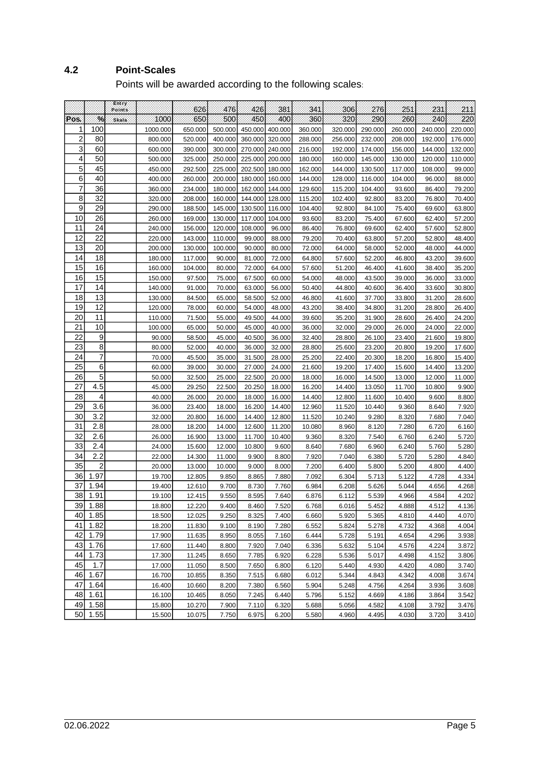## 4.2 Point-Scales

Points will be awarded according to the following scales:

| | | Entry Points | | 626 | 476 | 426 | 381 | 341 | 306 | 276 | 251 | 231 | 211 |
|---|---|---|---|---|---|---|---|---|---|---|---|---|---|
| **Pos.** | **%** | **Skala** | **1000** | **650** | **500** | **450** | **400** | **360** | **320** | **290** | **260** | **240** | **220** |
| 1 | 100 | | 1000.000 | 650.000 | 500.000 | 450.000 | 400.000 | 360.000 | 320.000 | 290.000 | 260.000 | 240.000 | 220.000 |
| 2 | 80 | | 800.000 | 520.000 | 400.000 | 360.000 | 320.000 | 288.000 | 256.000 | 232.000 | 208.000 | 192.000 | 176.000 |
| 3 | 60 | | 600.000 | 390.000 | 300.000 | 270.000 | 240.000 | 216.000 | 192.000 | 174.000 | 156.000 | 144.000 | 132.000 |
| 4 | 50 | | 500.000 | 325.000 | 250.000 | 225.000 | 200.000 | 180.000 | 160.000 | 145.000 | 130.000 | 120.000 | 110.000 |
| 5 | 45 | | 450.000 | 292.500 | 225.000 | 202.500 | 180.000 | 162.000 | 144.000 | 130.500 | 117.000 | 108.000 | 99.000 |
| 6 | 40 | | 400.000 | 260.000 | 200.000 | 180.000 | 160.000 | 144.000 | 128.000 | 116.000 | 104.000 | 96.000 | 88.000 |
| 7 | 36 | | 360.000 | 234.000 | 180.000 | 162.000 | 144.000 | 129.600 | 115.200 | 104.400 | 93.600 | 86.400 | 79.200 |
| 8 | 32 | | 320.000 | 208.000 | 160.000 | 144.000 | 128.000 | 115.200 | 102.400 | 92.800 | 83.200 | 76.800 | 70.400 |
| 9 | 29 | | 290.000 | 188.500 | 145.000 | 130.500 | 116.000 | 104.400 | 92.800 | 84.100 | 75.400 | 69.600 | 63.800 |
| 10 | 26 | | 260.000 | 169.000 | 130.000 | 117.000 | 104.000 | 93.600 | 83.200 | 75.400 | 67.600 | 62.400 | 57.200 |
| 11 | 24 | | 240.000 | 156.000 | 120.000 | 108.000 | 96.000 | 86.400 | 76.800 | 69.600 | 62.400 | 57.600 | 52.800 |
| 12 | 22 | | 220.000 | 143.000 | 110.000 | 99.000 | 88.000 | 79.200 | 70.400 | 63.800 | 57.200 | 52.800 | 48.400 |
| 13 | 20 | | 200.000 | 130.000 | 100.000 | 90.000 | 80.000 | 72.000 | 64.000 | 58.000 | 52.000 | 48.000 | 44.000 |
| 14 | 18 | | 180.000 | 117.000 | 90.000 | 81.000 | 72.000 | 64.800 | 57.600 | 52.200 | 46.800 | 43.200 | 39.600 |
| 15 | 16 | | 160.000 | 104.000 | 80.000 | 72.000 | 64.000 | 57.600 | 51.200 | 46.400 | 41.600 | 38.400 | 35.200 |
| 16 | 15 | | 150.000 | 97.500 | 75.000 | 67.500 | 60.000 | 54.000 | 48.000 | 43.500 | 39.000 | 36.000 | 33.000 |
| 17 | 14 | | 140.000 | 91.000 | 70.000 | 63.000 | 56.000 | 50.400 | 44.800 | 40.600 | 36.400 | 33.600 | 30.800 |
| 18 | 13 | | 130.000 | 84.500 | 65.000 | 58.500 | 52.000 | 46.800 | 41.600 | 37.700 | 33.800 | 31.200 | 28.600 |
| 19 | 12 | | 120.000 | 78.000 | 60.000 | 54.000 | 48.000 | 43.200 | 38.400 | 34.800 | 31.200 | 28.800 | 26.400 |
| 20 | 11 | | 110.000 | 71.500 | 55.000 | 49.500 | 44.000 | 39.600 | 35.200 | 31.900 | 28.600 | 26.400 | 24.200 |
| 21 | 10 | | 100.000 | 65.000 | 50.000 | 45.000 | 40.000 | 36.000 | 32.000 | 29.000 | 26.000 | 24.000 | 22.000 |
| 22 | 9 | | 90.000 | 58.500 | 45.000 | 40.500 | 36.000 | 32.400 | 28.800 | 26.100 | 23.400 | 21.600 | 19.800 |
| 23 | 8 | | 80.000 | 52.000 | 40.000 | 36.000 | 32.000 | 28.800 | 25.600 | 23.200 | 20.800 | 19.200 | 17.600 |
| 24 | 7 | | 70.000 | 45.500 | 35.000 | 31.500 | 28.000 | 25.200 | 22.400 | 20.300 | 18.200 | 16.800 | 15.400 |
| 25 | 6 | | 60.000 | 39.000 | 30.000 | 27.000 | 24.000 | 21.600 | 19.200 | 17.400 | 15.600 | 14.400 | 13.200 |
| 26 | 5 | | 50.000 | 32.500 | 25.000 | 22.500 | 20.000 | 18.000 | 16.000 | 14.500 | 13.000 | 12.000 | 11.000 |
| 27 | 4.5 | | 45.000 | 29.250 | 22.500 | 20.250 | 18.000 | 16.200 | 14.400 | 13.050 | 11.700 | 10.800 | 9.900 |
| 28 | 4 | | 40.000 | 26.000 | 20.000 | 18.000 | 16.000 | 14.400 | 12.800 | 11.600 | 10.400 | 9.600 | 8.800 |
| 29 | 3.6 | | 36.000 | 23.400 | 18.000 | 16.200 | 14.400 | 12.960 | 11.520 | 10.440 | 9.360 | 8.640 | 7.920 |
| 30 | 3.2 | | 32.000 | 20.800 | 16.000 | 14.400 | 12.800 | 11.520 | 10.240 | 9.280 | 8.320 | 7.680 | 7.040 |
| 31 | 2.8 | | 28.000 | 18.200 | 14.000 | 12.600 | 11.200 | 10.080 | 8.960 | 8.120 | 7.280 | 6.720 | 6.160 |
| 32 | 2.6 | | 26.000 | 16.900 | 13.000 | 11.700 | 10.400 | 9.360 | 8.320 | 7.540 | 6.760 | 6.240 | 5.720 |
| 33 | 2.4 | | 24.000 | 15.600 | 12.000 | 10.800 | 9.600 | 8.640 | 7.680 | 6.960 | 6.240 | 5.760 | 5.280 |
| 34 | 2.2 | | 22.000 | 14.300 | 11.000 | 9.900 | 8.800 | 7.920 | 7.040 | 6.380 | 5.720 | 5.280 | 4.840 |
| 35 | 2 | | 20.000 | 13.000 | 10.000 | 9.000 | 8.000 | 7.200 | 6.400 | 5.800 | 5.200 | 4.800 | 4.400 |
| 36 | 1.97 | | 19.700 | 12.805 | 9.850 | 8.865 | 7.880 | 7.092 | 6.304 | 5.713 | 5.122 | 4.728 | 4.334 |
| 37 | 1.94 | | 19.400 | 12.610 | 9.700 | 8.730 | 7.760 | 6.984 | 6.208 | 5.626 | 5.044 | 4.656 | 4.268 |
| 38 | 1.91 | | 19.100 | 12.415 | 9.550 | 8.595 | 7.640 | 6.876 | 6.112 | 5.539 | 4.966 | 4.584 | 4.202 |
| 39 | 1.88 | | 18.800 | 12.220 | 9.400 | 8.460 | 7.520 | 6.768 | 6.016 | 5.452 | 4.888 | 4.512 | 4.136 |
| 40 | 1.85 | | 18.500 | 12.025 | 9.250 | 8.325 | 7.400 | 6.660 | 5.920 | 5.365 | 4.810 | 4.440 | 4.070 |
| 41 | 1.82 | | 18.200 | 11.830 | 9.100 | 8.190 | 7.280 | 6.552 | 5.824 | 5.278 | 4.732 | 4.368 | 4.004 |
| 42 | 1.79 | | 17.900 | 11.635 | 8.950 | 8.055 | 7.160 | 6.444 | 5.728 | 5.191 | 4.654 | 4.296 | 3.938 |
| 43 | 1.76 | | 17.600 | 11.440 | 8.800 | 7.920 | 7.040 | 6.336 | 5.632 | 5.104 | 4.576 | 4.224 | 3.872 |
| 44 | 1.73 | | 17.300 | 11.245 | 8.650 | 7.785 | 6.920 | 6.228 | 5.536 | 5.017 | 4.498 | 4.152 | 3.806 |
| 45 | 1.7 | | 17.000 | 11.050 | 8.500 | 7.650 | 6.800 | 6.120 | 5.440 | 4.930 | 4.420 | 4.080 | 3.740 |
| 46 | 1.67 | | 16.700 | 10.855 | 8.350 | 7.515 | 6.680 | 6.012 | 5.344 | 4.843 | 4.342 | 4.008 | 3.674 |
| 47 | 1.64 | | 16.400 | 10.660 | 8.200 | 7.380 | 6.560 | 5.904 | 5.248 | 4.756 | 4.264 | 3.936 | 3.608 |
| 48 | 1.61 | | 16.100 | 10.465 | 8.050 | 7.245 | 6.440 | 5.796 | 5.152 | 4.669 | 4.186 | 3.864 | 3.542 |
| 49 | 1.58 | | 15.800 | 10.270 | 7.900 | 7.110 | 6.320 | 5.688 | 5.056 | 4.582 | 4.108 | 3.792 | 3.476 |
| 50 | 1.55 | | 15.500 | 10.075 | 7.750 | 6.975 | 6.200 | 5.580 | 4.960 | 4.495 | 4.030 | 3.720 | 3.410 |

02.06.2022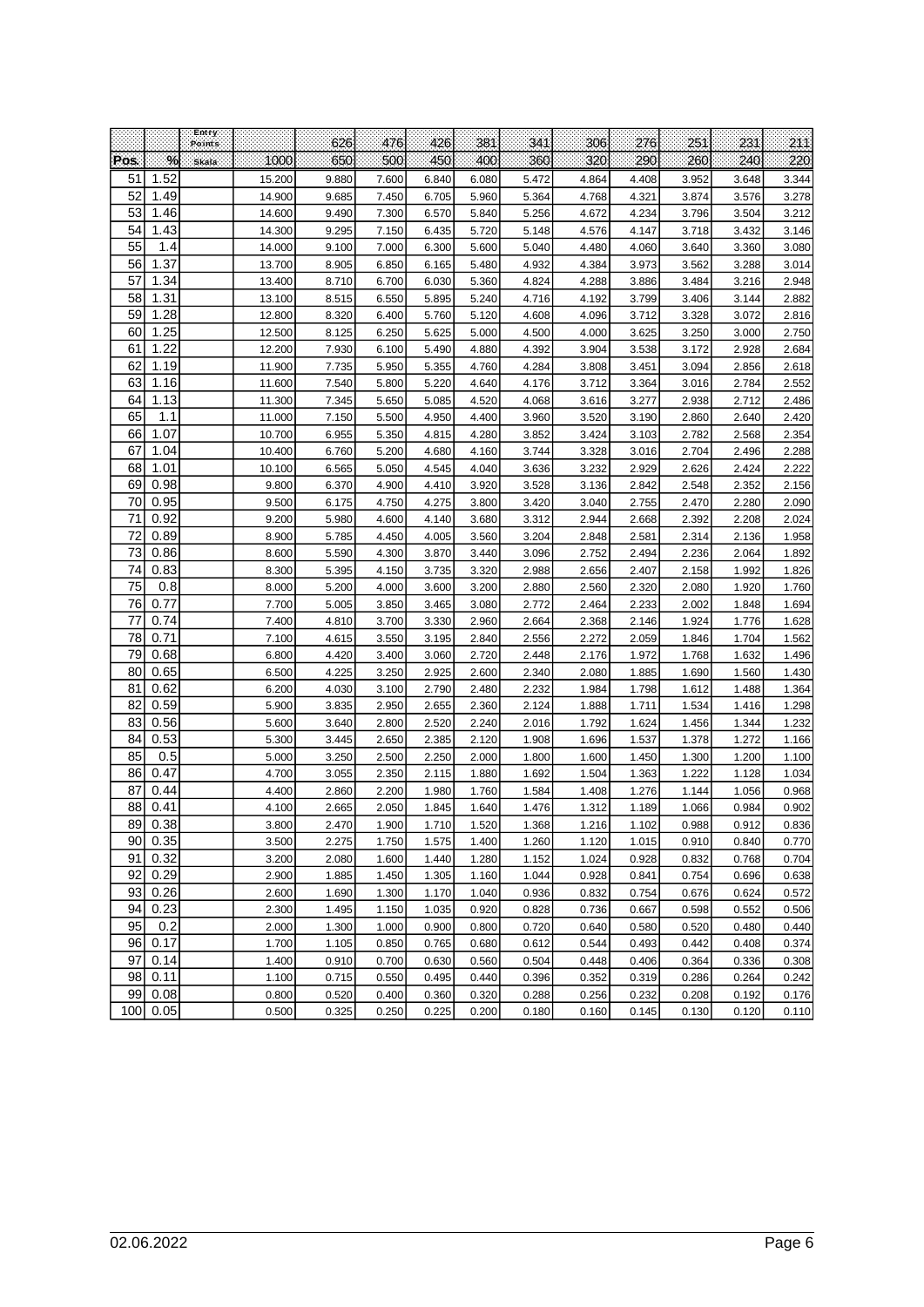| | | Entry Points | | 626 | 476 | 426 | 381 | 341 | 306 | 276 | 251 | 231 | 211 |
|---|---|---|---|---|---|---|---|---|---|---|---|---|---|
| Pos. | % | Skala | 1000 | 650 | 500 | 450 | 400 | 360 | 320 | 290 | 260 | 240 | 220 |
| 51 | 1.52 | | 15.200 | 9.880 | 7.600 | 6.840 | 6.080 | 5.472 | 4.864 | 4.408 | 3.952 | 3.648 | 3.344 |
| 52 | 1.49 | | 14.900 | 9.685 | 7.450 | 6.705 | 5.960 | 5.364 | 4.768 | 4.321 | 3.874 | 3.576 | 3.278 |
| 53 | 1.46 | | 14.600 | 9.490 | 7.300 | 6.570 | 5.840 | 5.256 | 4.672 | 4.234 | 3.796 | 3.504 | 3.212 |
| 54 | 1.43 | | 14.300 | 9.295 | 7.150 | 6.435 | 5.720 | 5.148 | 4.576 | 4.147 | 3.718 | 3.432 | 3.146 |
| 55 | 1.4 | | 14.000 | 9.100 | 7.000 | 6.300 | 5.600 | 5.040 | 4.480 | 4.060 | 3.640 | 3.360 | 3.080 |
| 56 | 1.37 | | 13.700 | 8.905 | 6.850 | 6.165 | 5.480 | 4.932 | 4.384 | 3.973 | 3.562 | 3.288 | 3.014 |
| 57 | 1.34 | | 13.400 | 8.710 | 6.700 | 6.030 | 5.360 | 4.824 | 4.288 | 3.886 | 3.484 | 3.216 | 2.948 |
| 58 | 1.31 | | 13.100 | 8.515 | 6.550 | 5.895 | 5.240 | 4.716 | 4.192 | 3.799 | 3.406 | 3.144 | 2.882 |
| 59 | 1.28 | | 12.800 | 8.320 | 6.400 | 5.760 | 5.120 | 4.608 | 4.096 | 3.712 | 3.328 | 3.072 | 2.816 |
| 60 | 1.25 | | 12.500 | 8.125 | 6.250 | 5.625 | 5.000 | 4.500 | 4.000 | 3.625 | 3.250 | 3.000 | 2.750 |
| 61 | 1.22 | | 12.200 | 7.930 | 6.100 | 5.490 | 4.880 | 4.392 | 3.904 | 3.538 | 3.172 | 2.928 | 2.684 |
| 62 | 1.19 | | 11.900 | 7.735 | 5.950 | 5.355 | 4.760 | 4.284 | 3.808 | 3.451 | 3.094 | 2.856 | 2.618 |
| 63 | 1.16 | | 11.600 | 7.540 | 5.800 | 5.220 | 4.640 | 4.176 | 3.712 | 3.364 | 3.016 | 2.784 | 2.552 |
| 64 | 1.13 | | 11.300 | 7.345 | 5.650 | 5.085 | 4.520 | 4.068 | 3.616 | 3.277 | 2.938 | 2.712 | 2.486 |
| 65 | 1.1 | | 11.000 | 7.150 | 5.500 | 4.950 | 4.400 | 3.960 | 3.520 | 3.190 | 2.860 | 2.640 | 2.420 |
| 66 | 1.07 | | 10.700 | 6.955 | 5.350 | 4.815 | 4.280 | 3.852 | 3.424 | 3.103 | 2.782 | 2.568 | 2.354 |
| 67 | 1.04 | | 10.400 | 6.760 | 5.200 | 4.680 | 4.160 | 3.744 | 3.328 | 3.016 | 2.704 | 2.496 | 2.288 |
| 68 | 1.01 | | 10.100 | 6.565 | 5.050 | 4.545 | 4.040 | 3.636 | 3.232 | 2.929 | 2.626 | 2.424 | 2.222 |
| 69 | 0.98 | | 9.800 | 6.370 | 4.900 | 4.410 | 3.920 | 3.528 | 3.136 | 2.842 | 2.548 | 2.352 | 2.156 |
| 70 | 0.95 | | 9.500 | 6.175 | 4.750 | 4.275 | 3.800 | 3.420 | 3.040 | 2.755 | 2.470 | 2.280 | 2.090 |
| 71 | 0.92 | | 9.200 | 5.980 | 4.600 | 4.140 | 3.680 | 3.312 | 2.944 | 2.668 | 2.392 | 2.208 | 2.024 |
| 72 | 0.89 | | 8.900 | 5.785 | 4.450 | 4.005 | 3.560 | 3.204 | 2.848 | 2.581 | 2.314 | 2.136 | 1.958 |
| 73 | 0.86 | | 8.600 | 5.590 | 4.300 | 3.870 | 3.440 | 3.096 | 2.752 | 2.494 | 2.236 | 2.064 | 1.892 |
| 74 | 0.83 | | 8.300 | 5.395 | 4.150 | 3.735 | 3.320 | 2.988 | 2.656 | 2.407 | 2.158 | 1.992 | 1.826 |
| 75 | 0.8 | | 8.000 | 5.200 | 4.000 | 3.600 | 3.200 | 2.880 | 2.560 | 2.320 | 2.080 | 1.920 | 1.760 |
| 76 | 0.77 | | 7.700 | 5.005 | 3.850 | 3.465 | 3.080 | 2.772 | 2.464 | 2.233 | 2.002 | 1.848 | 1.694 |
| 77 | 0.74 | | 7.400 | 4.810 | 3.700 | 3.330 | 2.960 | 2.664 | 2.368 | 2.146 | 1.924 | 1.776 | 1.628 |
| 78 | 0.71 | | 7.100 | 4.615 | 3.550 | 3.195 | 2.840 | 2.556 | 2.272 | 2.059 | 1.846 | 1.704 | 1.562 |
| 79 | 0.68 | | 6.800 | 4.420 | 3.400 | 3.060 | 2.720 | 2.448 | 2.176 | 1.972 | 1.768 | 1.632 | 1.496 |
| 80 | 0.65 | | 6.500 | 4.225 | 3.250 | 2.925 | 2.600 | 2.340 | 2.080 | 1.885 | 1.690 | 1.560 | 1.430 |
| 81 | 0.62 | | 6.200 | 4.030 | 3.100 | 2.790 | 2.480 | 2.232 | 1.984 | 1.798 | 1.612 | 1.488 | 1.364 |
| 82 | 0.59 | | 5.900 | 3.835 | 2.950 | 2.655 | 2.360 | 2.124 | 1.888 | 1.711 | 1.534 | 1.416 | 1.298 |
| 83 | 0.56 | | 5.600 | 3.640 | 2.800 | 2.520 | 2.240 | 2.016 | 1.792 | 1.624 | 1.456 | 1.344 | 1.232 |
| 84 | 0.53 | | 5.300 | 3.445 | 2.650 | 2.385 | 2.120 | 1.908 | 1.696 | 1.537 | 1.378 | 1.272 | 1.166 |
| 85 | 0.5 | | 5.000 | 3.250 | 2.500 | 2.250 | 2.000 | 1.800 | 1.600 | 1.450 | 1.300 | 1.200 | 1.100 |
| 86 | 0.47 | | 4.700 | 3.055 | 2.350 | 2.115 | 1.880 | 1.692 | 1.504 | 1.363 | 1.222 | 1.128 | 1.034 |
| 87 | 0.44 | | 4.400 | 2.860 | 2.200 | 1.980 | 1.760 | 1.584 | 1.408 | 1.276 | 1.144 | 1.056 | 0.968 |
| 88 | 0.41 | | 4.100 | 2.665 | 2.050 | 1.845 | 1.640 | 1.476 | 1.312 | 1.189 | 1.066 | 0.984 | 0.902 |
| 89 | 0.38 | | 3.800 | 2.470 | 1.900 | 1.710 | 1.520 | 1.368 | 1.216 | 1.102 | 0.988 | 0.912 | 0.836 |
| 90 | 0.35 | | 3.500 | 2.275 | 1.750 | 1.575 | 1.400 | 1.260 | 1.120 | 1.015 | 0.910 | 0.840 | 0.770 |
| 91 | 0.32 | | 3.200 | 2.080 | 1.600 | 1.440 | 1.280 | 1.152 | 1.024 | 0.928 | 0.832 | 0.768 | 0.704 |
| 92 | 0.29 | | 2.900 | 1.885 | 1.450 | 1.305 | 1.160 | 1.044 | 0.928 | 0.841 | 0.754 | 0.696 | 0.638 |
| 93 | 0.26 | | 2.600 | 1.690 | 1.300 | 1.170 | 1.040 | 0.936 | 0.832 | 0.754 | 0.676 | 0.624 | 0.572 |
| 94 | 0.23 | | 2.300 | 1.495 | 1.150 | 1.035 | 0.920 | 0.828 | 0.736 | 0.667 | 0.598 | 0.552 | 0.506 |
| 95 | 0.2 | | 2.000 | 1.300 | 1.000 | 0.900 | 0.800 | 0.720 | 0.640 | 0.580 | 0.520 | 0.480 | 0.440 |
| 96 | 0.17 | | 1.700 | 1.105 | 0.850 | 0.765 | 0.680 | 0.612 | 0.544 | 0.493 | 0.442 | 0.408 | 0.374 |
| 97 | 0.14 | | 1.400 | 0.910 | 0.700 | 0.630 | 0.560 | 0.504 | 0.448 | 0.406 | 0.364 | 0.336 | 0.308 |
| 98 | 0.11 | | 1.100 | 0.715 | 0.550 | 0.495 | 0.440 | 0.396 | 0.352 | 0.319 | 0.286 | 0.264 | 0.242 |
| 99 | 0.08 | | 0.800 | 0.520 | 0.400 | 0.360 | 0.320 | 0.288 | 0.256 | 0.232 | 0.208 | 0.192 | 0.176 |
| 100 | 0.05 | | 0.500 | 0.325 | 0.250 | 0.225 | 0.200 | 0.180 | 0.160 | 0.145 | 0.130 | 0.120 | 0.110 |

02.06.2022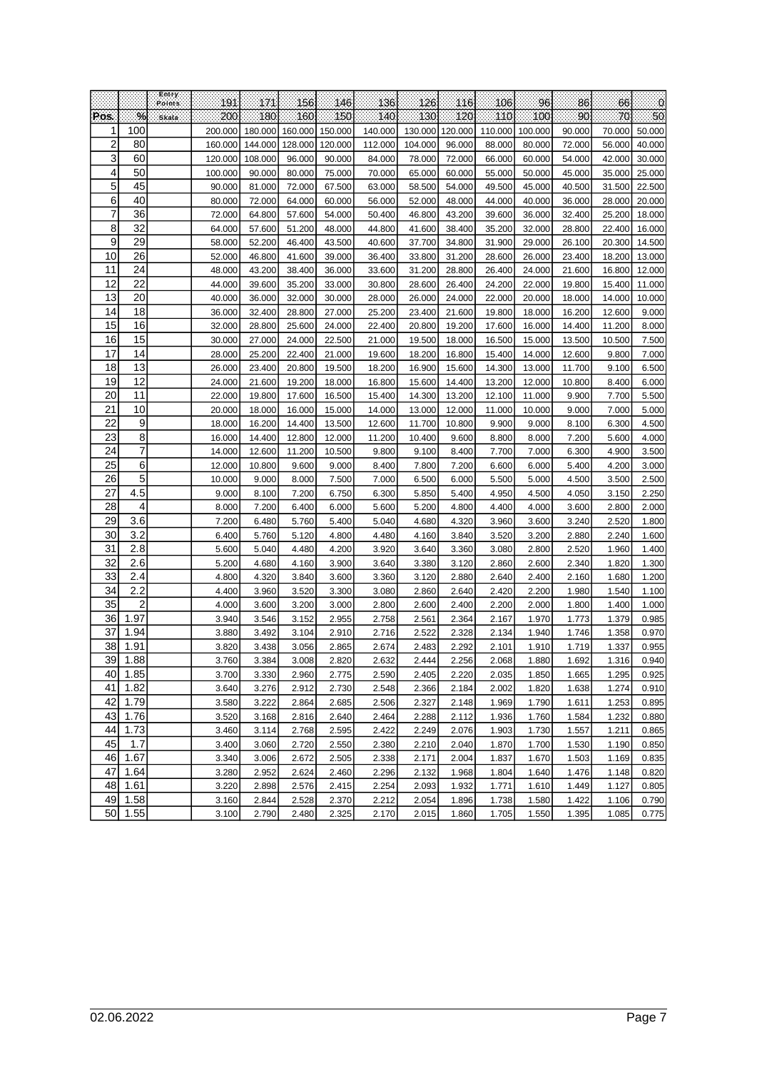| | | Entry Points | 191 | 171 | 156 | 146 | 136 | 126 | 116 | 106 | 96 | 86 | 66 | 0 |
|---|---|---|---|---|---|---|---|---|---|---|---|---|---|---|
| Pos. | % | Skata | 200 | 180 | 160 | 150 | 140 | 130 | 120 | 110 | 100 | 90 | 70 | 50 |
| 1 | 100 | | 200.000 | 180.000 | 160.000 | 150.000 | 140.000 | 130.000 | 120.000 | 110.000 | 100.000 | 90.000 | 70.000 | 50.000 |
| 2 | 80 | | 160.000 | 144.000 | 128.000 | 120.000 | 112.000 | 104.000 | 96.000 | 88.000 | 80.000 | 72.000 | 56.000 | 40.000 |
| 3 | 60 | | 120.000 | 108.000 | 96.000 | 90.000 | 84.000 | 78.000 | 72.000 | 66.000 | 60.000 | 54.000 | 42.000 | 30.000 |
| 4 | 50 | | 100.000 | 90.000 | 80.000 | 75.000 | 70.000 | 65.000 | 60.000 | 55.000 | 50.000 | 45.000 | 35.000 | 25.000 |
| 5 | 45 | | 90.000 | 81.000 | 72.000 | 67.500 | 63.000 | 58.500 | 54.000 | 49.500 | 45.000 | 40.500 | 31.500 | 22.500 |
| 6 | 40 | | 80.000 | 72.000 | 64.000 | 60.000 | 56.000 | 52.000 | 48.000 | 44.000 | 40.000 | 36.000 | 28.000 | 20.000 |
| 7 | 36 | | 72.000 | 64.800 | 57.600 | 54.000 | 50.400 | 46.800 | 43.200 | 39.600 | 36.000 | 32.400 | 25.200 | 18.000 |
| 8 | 32 | | 64.000 | 57.600 | 51.200 | 48.000 | 44.800 | 41.600 | 38.400 | 35.200 | 32.000 | 28.800 | 22.400 | 16.000 |
| 9 | 29 | | 58.000 | 52.200 | 46.400 | 43.500 | 40.600 | 37.700 | 34.800 | 31.900 | 29.000 | 26.100 | 20.300 | 14.500 |
| 10 | 26 | | 52.000 | 46.800 | 41.600 | 39.000 | 36.400 | 33.800 | 31.200 | 28.600 | 26.000 | 23.400 | 18.200 | 13.000 |
| 11 | 24 | | 48.000 | 43.200 | 38.400 | 36.000 | 33.600 | 31.200 | 28.800 | 26.400 | 24.000 | 21.600 | 16.800 | 12.000 |
| 12 | 22 | | 44.000 | 39.600 | 35.200 | 33.000 | 30.800 | 28.600 | 26.400 | 24.200 | 22.000 | 19.800 | 15.400 | 11.000 |
| 13 | 20 | | 40.000 | 36.000 | 32.000 | 30.000 | 28.000 | 26.000 | 24.000 | 22.000 | 20.000 | 18.000 | 14.000 | 10.000 |
| 14 | 18 | | 36.000 | 32.400 | 28.800 | 27.000 | 25.200 | 23.400 | 21.600 | 19.800 | 18.000 | 16.200 | 12.600 | 9.000 |
| 15 | 16 | | 32.000 | 28.800 | 25.600 | 24.000 | 22.400 | 20.800 | 19.200 | 17.600 | 16.000 | 14.400 | 11.200 | 8.000 |
| 16 | 15 | | 30.000 | 27.000 | 24.000 | 22.500 | 21.000 | 19.500 | 18.000 | 16.500 | 15.000 | 13.500 | 10.500 | 7.500 |
| 17 | 14 | | 28.000 | 25.200 | 22.400 | 21.000 | 19.600 | 18.200 | 16.800 | 15.400 | 14.000 | 12.600 | 9.800 | 7.000 |
| 18 | 13 | | 26.000 | 23.400 | 20.800 | 19.500 | 18.200 | 16.900 | 15.600 | 14.300 | 13.000 | 11.700 | 9.100 | 6.500 |
| 19 | 12 | | 24.000 | 21.600 | 19.200 | 18.000 | 16.800 | 15.600 | 14.400 | 13.200 | 12.000 | 10.800 | 8.400 | 6.000 |
| 20 | 11 | | 22.000 | 19.800 | 17.600 | 16.500 | 15.400 | 14.300 | 13.200 | 12.100 | 11.000 | 9.900 | 7.700 | 5.500 |
| 21 | 10 | | 20.000 | 18.000 | 16.000 | 15.000 | 14.000 | 13.000 | 12.000 | 11.000 | 10.000 | 9.000 | 7.000 | 5.000 |
| 22 | 9 | | 18.000 | 16.200 | 14.400 | 13.500 | 12.600 | 11.700 | 10.800 | 9.900 | 9.000 | 8.100 | 6.300 | 4.500 |
| 23 | 8 | | 16.000 | 14.400 | 12.800 | 12.000 | 11.200 | 10.400 | 9.600 | 8.800 | 8.000 | 7.200 | 5.600 | 4.000 |
| 24 | 7 | | 14.000 | 12.600 | 11.200 | 10.500 | 9.800 | 9.100 | 8.400 | 7.700 | 7.000 | 6.300 | 4.900 | 3.500 |
| 25 | 6 | | 12.000 | 10.800 | 9.600 | 9.000 | 8.400 | 7.800 | 7.200 | 6.600 | 6.000 | 5.400 | 4.200 | 3.000 |
| 26 | 5 | | 10.000 | 9.000 | 8.000 | 7.500 | 7.000 | 6.500 | 6.000 | 5.500 | 5.000 | 4.500 | 3.500 | 2.500 |
| 27 | 4.5 | | 9.000 | 8.100 | 7.200 | 6.750 | 6.300 | 5.850 | 5.400 | 4.950 | 4.500 | 4.050 | 3.150 | 2.250 |
| 28 | 4 | | 8.000 | 7.200 | 6.400 | 6.000 | 5.600 | 5.200 | 4.800 | 4.400 | 4.000 | 3.600 | 2.800 | 2.000 |
| 29 | 3.6 | | 7.200 | 6.480 | 5.760 | 5.400 | 5.040 | 4.680 | 4.320 | 3.960 | 3.600 | 3.240 | 2.520 | 1.800 |
| 30 | 3.2 | | 6.400 | 5.760 | 5.120 | 4.800 | 4.480 | 4.160 | 3.840 | 3.520 | 3.200 | 2.880 | 2.240 | 1.600 |
| 31 | 2.8 | | 5.600 | 5.040 | 4.480 | 4.200 | 3.920 | 3.640 | 3.360 | 3.080 | 2.800 | 2.520 | 1.960 | 1.400 |
| 32 | 2.6 | | 5.200 | 4.680 | 4.160 | 3.900 | 3.640 | 3.380 | 3.120 | 2.860 | 2.600 | 2.340 | 1.820 | 1.300 |
| 33 | 2.4 | | 4.800 | 4.320 | 3.840 | 3.600 | 3.360 | 3.120 | 2.880 | 2.640 | 2.400 | 2.160 | 1.680 | 1.200 |
| 34 | 2.2 | | 4.400 | 3.960 | 3.520 | 3.300 | 3.080 | 2.860 | 2.640 | 2.420 | 2.200 | 1.980 | 1.540 | 1.100 |
| 35 | 2 | | 4.000 | 3.600 | 3.200 | 3.000 | 2.800 | 2.600 | 2.400 | 2.200 | 2.000 | 1.800 | 1.400 | 1.000 |
| 36 | 1.97 | | 3.940 | 3.546 | 3.152 | 2.955 | 2.758 | 2.561 | 2.364 | 2.167 | 1.970 | 1.773 | 1.379 | 0.985 |
| 37 | 1.94 | | 3.880 | 3.492 | 3.104 | 2.910 | 2.716 | 2.522 | 2.328 | 2.134 | 1.940 | 1.746 | 1.358 | 0.970 |
| 38 | 1.91 | | 3.820 | 3.438 | 3.056 | 2.865 | 2.674 | 2.483 | 2.292 | 2.101 | 1.910 | 1.719 | 1.337 | 0.955 |
| 39 | 1.88 | | 3.760 | 3.384 | 3.008 | 2.820 | 2.632 | 2.444 | 2.256 | 2.068 | 1.880 | 1.692 | 1.316 | 0.940 |
| 40 | 1.85 | | 3.700 | 3.330 | 2.960 | 2.775 | 2.590 | 2.405 | 2.220 | 2.035 | 1.850 | 1.665 | 1.295 | 0.925 |
| 41 | 1.82 | | 3.640 | 3.276 | 2.912 | 2.730 | 2.548 | 2.366 | 2.184 | 2.002 | 1.820 | 1.638 | 1.274 | 0.910 |
| 42 | 1.79 | | 3.580 | 3.222 | 2.864 | 2.685 | 2.506 | 2.327 | 2.148 | 1.969 | 1.790 | 1.611 | 1.253 | 0.895 |
| 43 | 1.76 | | 3.520 | 3.168 | 2.816 | 2.640 | 2.464 | 2.288 | 2.112 | 1.936 | 1.760 | 1.584 | 1.232 | 0.880 |
| 44 | 1.73 | | 3.460 | 3.114 | 2.768 | 2.595 | 2.422 | 2.249 | 2.076 | 1.903 | 1.730 | 1.557 | 1.211 | 0.865 |
| 45 | 1.7 | | 3.400 | 3.060 | 2.720 | 2.550 | 2.380 | 2.210 | 2.040 | 1.870 | 1.700 | 1.530 | 1.190 | 0.850 |
| 46 | 1.67 | | 3.340 | 3.006 | 2.672 | 2.505 | 2.338 | 2.171 | 2.004 | 1.837 | 1.670 | 1.503 | 1.169 | 0.835 |
| 47 | 1.64 | | 3.280 | 2.952 | 2.624 | 2.460 | 2.296 | 2.132 | 1.968 | 1.804 | 1.640 | 1.476 | 1.148 | 0.820 |
| 48 | 1.61 | | 3.220 | 2.898 | 2.576 | 2.415 | 2.254 | 2.093 | 1.932 | 1.771 | 1.610 | 1.449 | 1.127 | 0.805 |
| 49 | 1.58 | | 3.160 | 2.844 | 2.528 | 2.370 | 2.212 | 2.054 | 1.896 | 1.738 | 1.580 | 1.422 | 1.106 | 0.790 |
| 50 | 1.55 | | 3.100 | 2.790 | 2.480 | 2.325 | 2.170 | 2.015 | 1.860 | 1.705 | 1.550 | 1.395 | 1.085 | 0.775 |

02.06.2022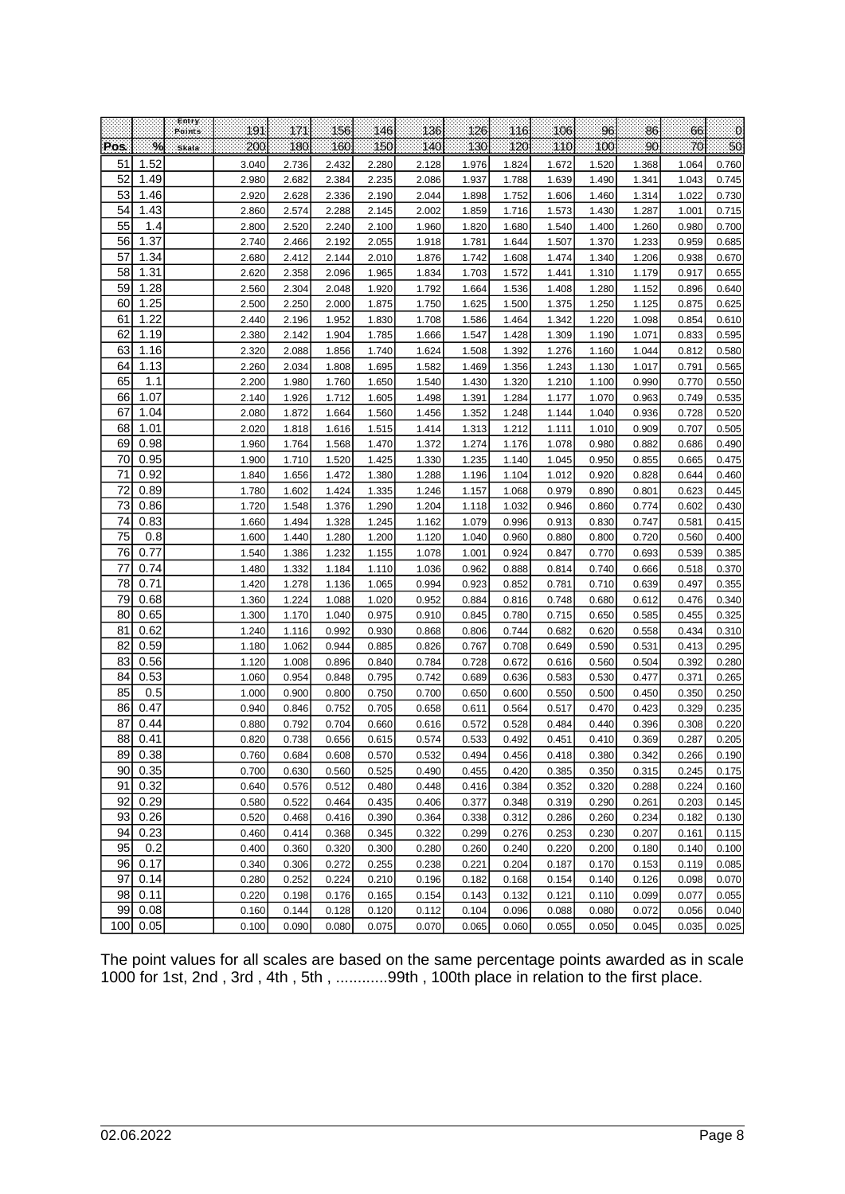| | | Entry Points | 191 | 171 | 156 | 146 | 136 | 126 | 116 | 106 | 96 | 86 | 66 | 0 |
|---|---|---|---|---|---|---|---|---|---|---|---|---|---|---|
| Pos. | % | Skala | 200 | 180 | 160 | 150 | 140 | 130 | 120 | 110 | 100 | 90 | 70 | 50 |
| 51 | 1.52 | | 3.040 | 2.736 | 2.432 | 2.280 | 2.128 | 1.976 | 1.824 | 1.672 | 1.520 | 1.368 | 1.064 | 0.760 |
| 52 | 1.49 | | 2.980 | 2.682 | 2.384 | 2.235 | 2.086 | 1.937 | 1.788 | 1.639 | 1.490 | 1.341 | 1.043 | 0.745 |
| 53 | 1.46 | | 2.920 | 2.628 | 2.336 | 2.190 | 2.044 | 1.898 | 1.752 | 1.606 | 1.460 | 1.314 | 1.022 | 0.730 |
| 54 | 1.43 | | 2.860 | 2.574 | 2.288 | 2.145 | 2.002 | 1.859 | 1.716 | 1.573 | 1.430 | 1.287 | 1.001 | 0.715 |
| 55 | 1.4 | | 2.800 | 2.520 | 2.240 | 2.100 | 1.960 | 1.820 | 1.680 | 1.540 | 1.400 | 1.260 | 0.980 | 0.700 |
| 56 | 1.37 | | 2.740 | 2.466 | 2.192 | 2.055 | 1.918 | 1.781 | 1.644 | 1.507 | 1.370 | 1.233 | 0.959 | 0.685 |
| 57 | 1.34 | | 2.680 | 2.412 | 2.144 | 2.010 | 1.876 | 1.742 | 1.608 | 1.474 | 1.340 | 1.206 | 0.938 | 0.670 |
| 58 | 1.31 | | 2.620 | 2.358 | 2.096 | 1.965 | 1.834 | 1.703 | 1.572 | 1.441 | 1.310 | 1.179 | 0.917 | 0.655 |
| 59 | 1.28 | | 2.560 | 2.304 | 2.048 | 1.920 | 1.792 | 1.664 | 1.536 | 1.408 | 1.280 | 1.152 | 0.896 | 0.640 |
| 60 | 1.25 | | 2.500 | 2.250 | 2.000 | 1.875 | 1.750 | 1.625 | 1.500 | 1.375 | 1.250 | 1.125 | 0.875 | 0.625 |
| 61 | 1.22 | | 2.440 | 2.196 | 1.952 | 1.830 | 1.708 | 1.586 | 1.464 | 1.342 | 1.220 | 1.098 | 0.854 | 0.610 |
| 62 | 1.19 | | 2.380 | 2.142 | 1.904 | 1.785 | 1.666 | 1.547 | 1.428 | 1.309 | 1.190 | 1.071 | 0.833 | 0.595 |
| 63 | 1.16 | | 2.320 | 2.088 | 1.856 | 1.740 | 1.624 | 1.508 | 1.392 | 1.276 | 1.160 | 1.044 | 0.812 | 0.580 |
| 64 | 1.13 | | 2.260 | 2.034 | 1.808 | 1.695 | 1.582 | 1.469 | 1.356 | 1.243 | 1.130 | 1.017 | 0.791 | 0.565 |
| 65 | 1.1 | | 2.200 | 1.980 | 1.760 | 1.650 | 1.540 | 1.430 | 1.320 | 1.210 | 1.100 | 0.990 | 0.770 | 0.550 |
| 66 | 1.07 | | 2.140 | 1.926 | 1.712 | 1.605 | 1.498 | 1.391 | 1.284 | 1.177 | 1.070 | 0.963 | 0.749 | 0.535 |
| 67 | 1.04 | | 2.080 | 1.872 | 1.664 | 1.560 | 1.456 | 1.352 | 1.248 | 1.144 | 1.040 | 0.936 | 0.728 | 0.520 |
| 68 | 1.01 | | 2.020 | 1.818 | 1.616 | 1.515 | 1.414 | 1.313 | 1.212 | 1.111 | 1.010 | 0.909 | 0.707 | 0.505 |
| 69 | 0.98 | | 1.960 | 1.764 | 1.568 | 1.470 | 1.372 | 1.274 | 1.176 | 1.078 | 0.980 | 0.882 | 0.686 | 0.490 |
| 70 | 0.95 | | 1.900 | 1.710 | 1.520 | 1.425 | 1.330 | 1.235 | 1.140 | 1.045 | 0.950 | 0.855 | 0.665 | 0.475 |
| 71 | 0.92 | | 1.840 | 1.656 | 1.472 | 1.380 | 1.288 | 1.196 | 1.104 | 1.012 | 0.920 | 0.828 | 0.644 | 0.460 |
| 72 | 0.89 | | 1.780 | 1.602 | 1.424 | 1.335 | 1.246 | 1.157 | 1.068 | 0.979 | 0.890 | 0.801 | 0.623 | 0.445 |
| 73 | 0.86 | | 1.720 | 1.548 | 1.376 | 1.290 | 1.204 | 1.118 | 1.032 | 0.946 | 0.860 | 0.774 | 0.602 | 0.430 |
| 74 | 0.83 | | 1.660 | 1.494 | 1.328 | 1.245 | 1.162 | 1.079 | 0.996 | 0.913 | 0.830 | 0.747 | 0.581 | 0.415 |
| 75 | 0.8 | | 1.600 | 1.440 | 1.280 | 1.200 | 1.120 | 1.040 | 0.960 | 0.880 | 0.800 | 0.720 | 0.560 | 0.400 |
| 76 | 0.77 | | 1.540 | 1.386 | 1.232 | 1.155 | 1.078 | 1.001 | 0.924 | 0.847 | 0.770 | 0.693 | 0.539 | 0.385 |
| 77 | 0.74 | | 1.480 | 1.332 | 1.184 | 1.110 | 1.036 | 0.962 | 0.888 | 0.814 | 0.740 | 0.666 | 0.518 | 0.370 |
| 78 | 0.71 | | 1.420 | 1.278 | 1.136 | 1.065 | 0.994 | 0.923 | 0.852 | 0.781 | 0.710 | 0.639 | 0.497 | 0.355 |
| 79 | 0.68 | | 1.360 | 1.224 | 1.088 | 1.020 | 0.952 | 0.884 | 0.816 | 0.748 | 0.680 | 0.612 | 0.476 | 0.340 |
| 80 | 0.65 | | 1.300 | 1.170 | 1.040 | 0.975 | 0.910 | 0.845 | 0.780 | 0.715 | 0.650 | 0.585 | 0.455 | 0.325 |
| 81 | 0.62 | | 1.240 | 1.116 | 0.992 | 0.930 | 0.868 | 0.806 | 0.744 | 0.682 | 0.620 | 0.558 | 0.434 | 0.310 |
| 82 | 0.59 | | 1.180 | 1.062 | 0.944 | 0.885 | 0.826 | 0.767 | 0.708 | 0.649 | 0.590 | 0.531 | 0.413 | 0.295 |
| 83 | 0.56 | | 1.120 | 1.008 | 0.896 | 0.840 | 0.784 | 0.728 | 0.672 | 0.616 | 0.560 | 0.504 | 0.392 | 0.280 |
| 84 | 0.53 | | 1.060 | 0.954 | 0.848 | 0.795 | 0.742 | 0.689 | 0.636 | 0.583 | 0.530 | 0.477 | 0.371 | 0.265 |
| 85 | 0.5 | | 1.000 | 0.900 | 0.800 | 0.750 | 0.700 | 0.650 | 0.600 | 0.550 | 0.500 | 0.450 | 0.350 | 0.250 |
| 86 | 0.47 | | 0.940 | 0.846 | 0.752 | 0.705 | 0.658 | 0.611 | 0.564 | 0.517 | 0.470 | 0.423 | 0.329 | 0.235 |
| 87 | 0.44 | | 0.880 | 0.792 | 0.704 | 0.660 | 0.616 | 0.572 | 0.528 | 0.484 | 0.440 | 0.396 | 0.308 | 0.220 |
| 88 | 0.41 | | 0.820 | 0.738 | 0.656 | 0.615 | 0.574 | 0.533 | 0.492 | 0.451 | 0.410 | 0.369 | 0.287 | 0.205 |
| 89 | 0.38 | | 0.760 | 0.684 | 0.608 | 0.570 | 0.532 | 0.494 | 0.456 | 0.418 | 0.380 | 0.342 | 0.266 | 0.190 |
| 90 | 0.35 | | 0.700 | 0.630 | 0.560 | 0.525 | 0.490 | 0.455 | 0.420 | 0.385 | 0.350 | 0.315 | 0.245 | 0.175 |
| 91 | 0.32 | | 0.640 | 0.576 | 0.512 | 0.480 | 0.448 | 0.416 | 0.384 | 0.352 | 0.320 | 0.288 | 0.224 | 0.160 |
| 92 | 0.29 | | 0.580 | 0.522 | 0.464 | 0.435 | 0.406 | 0.377 | 0.348 | 0.319 | 0.290 | 0.261 | 0.203 | 0.145 |
| 93 | 0.26 | | 0.520 | 0.468 | 0.416 | 0.390 | 0.364 | 0.338 | 0.312 | 0.286 | 0.260 | 0.234 | 0.182 | 0.130 |
| 94 | 0.23 | | 0.460 | 0.414 | 0.368 | 0.345 | 0.322 | 0.299 | 0.276 | 0.253 | 0.230 | 0.207 | 0.161 | 0.115 |
| 95 | 0.2 | | 0.400 | 0.360 | 0.320 | 0.300 | 0.280 | 0.260 | 0.240 | 0.220 | 0.200 | 0.180 | 0.140 | 0.100 |
| 96 | 0.17 | | 0.340 | 0.306 | 0.272 | 0.255 | 0.238 | 0.221 | 0.204 | 0.187 | 0.170 | 0.153 | 0.119 | 0.085 |
| 97 | 0.14 | | 0.280 | 0.252 | 0.224 | 0.210 | 0.196 | 0.182 | 0.168 | 0.154 | 0.140 | 0.126 | 0.098 | 0.070 |
| 98 | 0.11 | | 0.220 | 0.198 | 0.176 | 0.165 | 0.154 | 0.143 | 0.132 | 0.121 | 0.110 | 0.099 | 0.077 | 0.055 |
| 99 | 0.08 | | 0.160 | 0.144 | 0.128 | 0.120 | 0.112 | 0.104 | 0.096 | 0.088 | 0.080 | 0.072 | 0.056 | 0.040 |
| 100 | 0.05 | | 0.100 | 0.090 | 0.080 | 0.075 | 0.070 | 0.065 | 0.060 | 0.055 | 0.050 | 0.045 | 0.035 | 0.025 |

The point values for all scales are based on the same percentage points awarded as in scale 1000 for 1st, 2nd , 3rd , 4th , 5th , ............99th , 100th place in relation to the first place.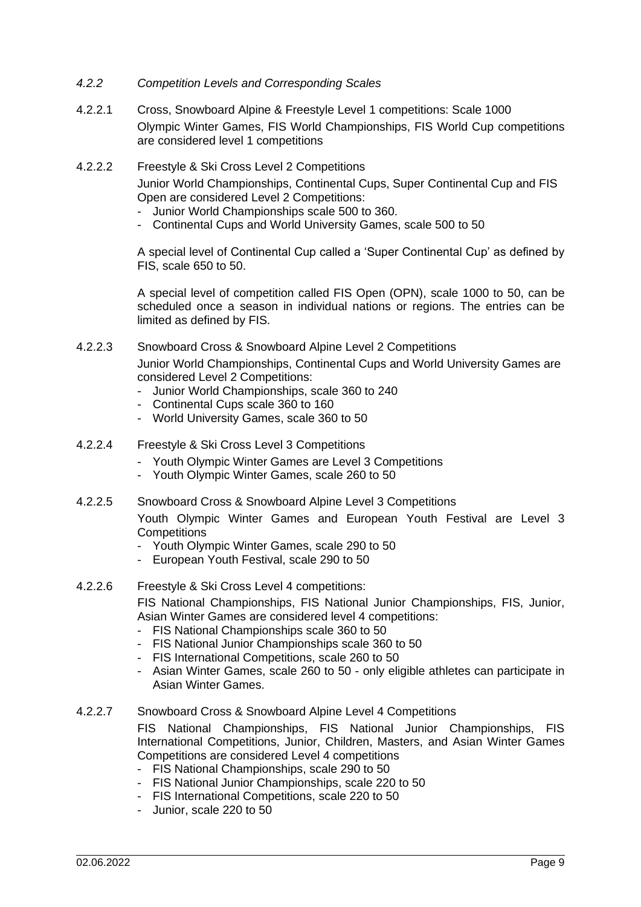### *4.2.2 Competition Levels and Corresponding Scales*

4.2.2.1 Cross, Snowboard Alpine & Freestyle Level 1 competitions: Scale 1000

Olympic Winter Games, FIS World Championships, FIS World Cup competitions are considered level 1 competitions

4.2.2.2 Freestyle & Ski Cross Level 2 Competitions

Junior World Championships, Continental Cups, Super Continental Cup and FIS Open are considered Level 2 Competitions:

- Junior World Championships scale 500 to 360.
- Continental Cups and World University Games, scale 500 to 50

A special level of Continental Cup called a 'Super Continental Cup' as defined by FIS, scale 650 to 50.

A special level of competition called FIS Open (OPN), scale 1000 to 50, can be scheduled once a season in individual nations or regions. The entries can be limited as defined by FIS.

4.2.2.3 Snowboard Cross & Snowboard Alpine Level 2 Competitions

Junior World Championships, Continental Cups and World University Games are considered Level 2 Competitions:

- Junior World Championships, scale 360 to 240
- Continental Cups scale 360 to 160
- World University Games, scale 360 to 50

4.2.2.4 Freestyle & Ski Cross Level 3 Competitions

- Youth Olympic Winter Games are Level 3 Competitions
- Youth Olympic Winter Games, scale 260 to 50

4.2.2.5 Snowboard Cross & Snowboard Alpine Level 3 Competitions

Youth Olympic Winter Games and European Youth Festival are Level 3 Competitions

- Youth Olympic Winter Games, scale 290 to 50
- European Youth Festival, scale 290 to 50

4.2.2.6 Freestyle & Ski Cross Level 4 competitions:

FIS National Championships, FIS National Junior Championships, FIS, Junior, Asian Winter Games are considered level 4 competitions:

- FIS National Championships scale 360 to 50
- FIS National Junior Championships scale 360 to 50
- FIS International Competitions, scale 260 to 50
- Asian Winter Games, scale 260 to 50 - only eligible athletes can participate in Asian Winter Games.

4.2.2.7 Snowboard Cross & Snowboard Alpine Level 4 Competitions

FIS National Championships, FIS National Junior Championships, FIS International Competitions, Junior, Children, Masters, and Asian Winter Games Competitions are considered Level 4 competitions

- FIS National Championships, scale 290 to 50
- FIS National Junior Championships, scale 220 to 50
- FIS International Competitions, scale 220 to 50
- Junior, scale 220 to 50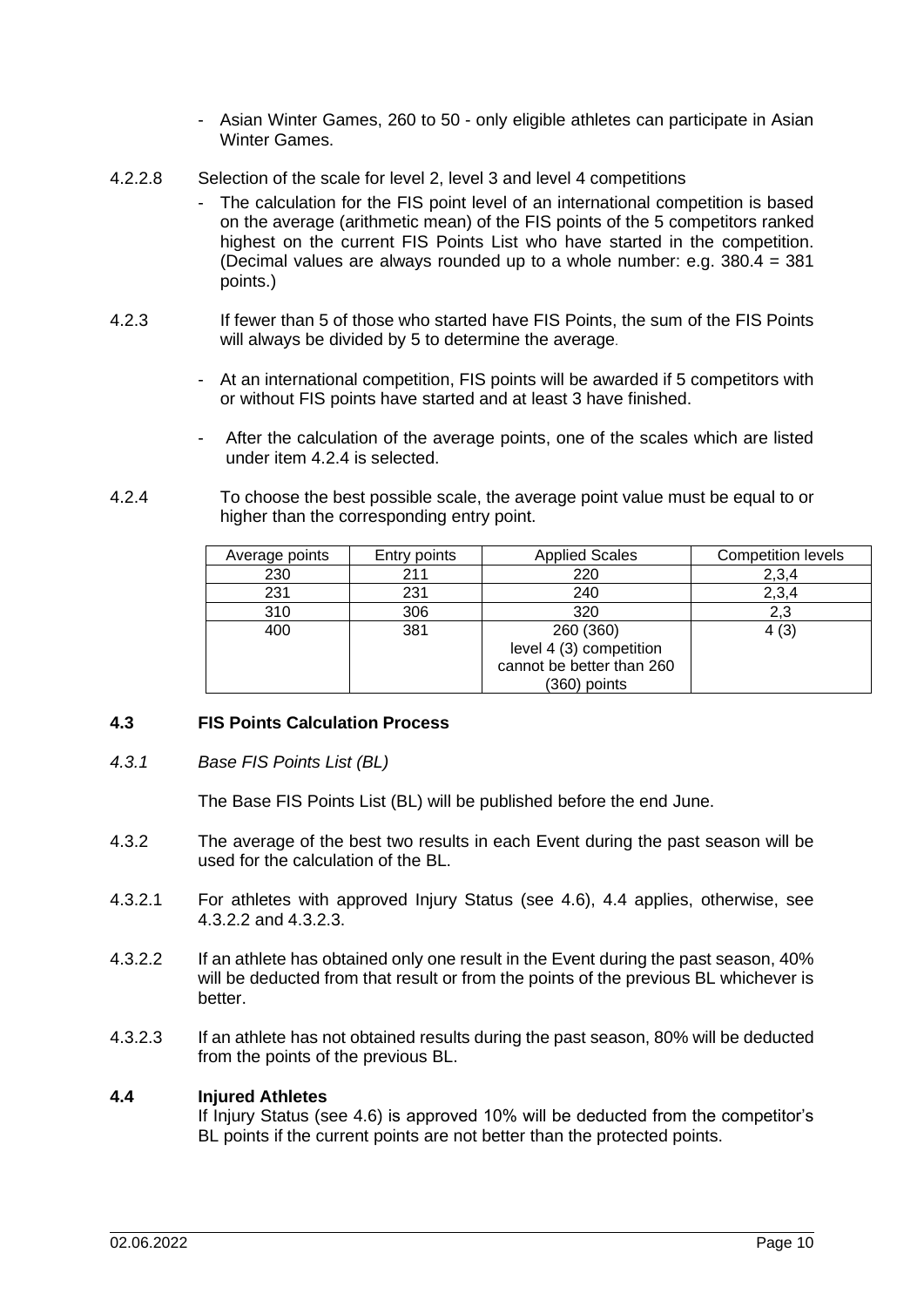- Asian Winter Games, 260 to 50 - only eligible athletes can participate in Asian Winter Games.

4.2.2.8 Selection of the scale for level 2, level 3 and level 4 competitions

- The calculation for the FIS point level of an international competition is based on the average (arithmetic mean) of the FIS points of the 5 competitors ranked highest on the current FIS Points List who have started in the competition. (Decimal values are always rounded up to a whole number: e.g. 380.4 = 381 points.)

4.2.3 If fewer than 5 of those who started have FIS Points, the sum of the FIS Points will always be divided by 5 to determine the average.

- At an international competition, FIS points will be awarded if 5 competitors with or without FIS points have started and at least 3 have finished.
- After the calculation of the average points, one of the scales which are listed under item 4.2.4 is selected.

4.2.4 To choose the best possible scale, the average point value must be equal to or higher than the corresponding entry point.

| Average points | Entry points | Applied Scales | Competition levels |
|---|---|---|---|
| 230 | 211 | 220 | 2,3,4 |
| 231 | 231 | 240 | 2,3,4 |
| 310 | 306 | 320 | 2,3 |
| 400 | 381 | 260 (360) level 4 (3) competition cannot be better than 260 (360) points | 4 (3) |

### 4.3 FIS Points Calculation Process

*4.3.1 Base FIS Points List (BL)*

The Base FIS Points List (BL) will be published before the end June.

4.3.2 The average of the best two results in each Event during the past season will be used for the calculation of the BL.

4.3.2.1 For athletes with approved Injury Status (see 4.6), 4.4 applies, otherwise, see 4.3.2.2 and 4.3.2.3.

4.3.2.2 If an athlete has obtained only one result in the Event during the past season, 40% will be deducted from that result or from the points of the previous BL whichever is better.

4.3.2.3 If an athlete has not obtained results during the past season, 80% will be deducted from the points of the previous BL.

### 4.4 Injured Athletes

If Injury Status (see 4.6) is approved 10% will be deducted from the competitor's BL points if the current points are not better than the protected points.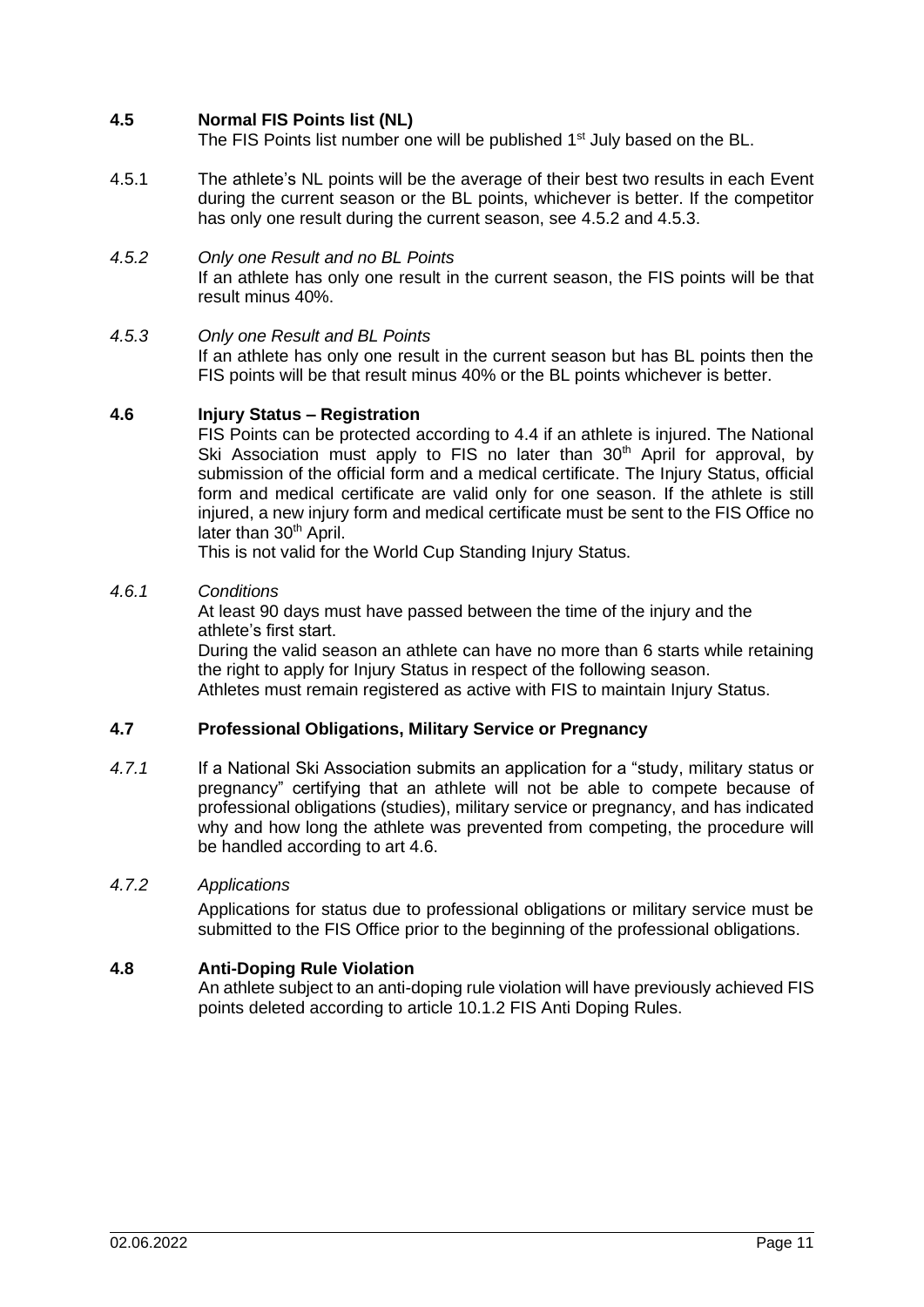### 4.5 Normal FIS Points list (NL)

The FIS Points list number one will be published 1st July based on the BL.

4.5.1 The athlete's NL points will be the average of their best two results in each Event during the current season or the BL points, whichever is better. If the competitor has only one result during the current season, see 4.5.2 and 4.5.3.

*4.5.2 Only one Result and no BL Points*

If an athlete has only one result in the current season, the FIS points will be that result minus 40%.

*4.5.3 Only one Result and BL Points*

If an athlete has only one result in the current season but has BL points then the FIS points will be that result minus 40% or the BL points whichever is better.

### 4.6 Injury Status – Registration

FIS Points can be protected according to 4.4 if an athlete is injured. The National Ski Association must apply to FIS no later than 30th April for approval, by submission of the official form and a medical certificate. The Injury Status, official form and medical certificate are valid only for one season. If the athlete is still injured, a new injury form and medical certificate must be sent to the FIS Office no later than 30th April.

This is not valid for the World Cup Standing Injury Status.

*4.6.1 Conditions*

At least 90 days must have passed between the time of the injury and the athlete's first start.

During the valid season an athlete can have no more than 6 starts while retaining the right to apply for Injury Status in respect of the following season.

Athletes must remain registered as active with FIS to maintain Injury Status.

### 4.7 Professional Obligations, Military Service or Pregnancy

*4.7.1* If a National Ski Association submits an application for a "study, military status or pregnancy" certifying that an athlete will not be able to compete because of professional obligations (studies), military service or pregnancy, and has indicated why and how long the athlete was prevented from competing, the procedure will be handled according to art 4.6.

*4.7.2 Applications*

Applications for status due to professional obligations or military service must be submitted to the FIS Office prior to the beginning of the professional obligations.

### 4.8 Anti-Doping Rule Violation

An athlete subject to an anti-doping rule violation will have previously achieved FIS points deleted according to article 10.1.2 FIS Anti Doping Rules.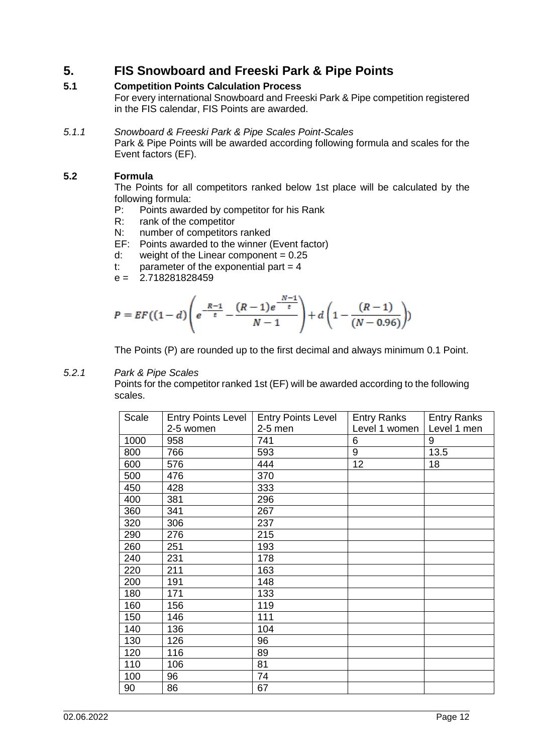# 5. FIS Snowboard and Freeski Park & Pipe Points

## 5.1 Competition Points Calculation Process

For every international Snowboard and Freeski Park & Pipe competition registered in the FIS calendar, FIS Points are awarded.

### *5.1.1 Snowboard & Freeski Park & Pipe Scales Point-Scales*

Park & Pipe Points will be awarded according following formula and scales for the Event factors (EF).

## 5.2 Formula

The Points for all competitors ranked below 1st place will be calculated by the following formula:

- P: Points awarded by competitor for his Rank
- R: rank of the competitor
- N: number of competitors ranked
- EF: Points awarded to the winner (Event factor)
- d: weight of the Linear component = 0.25
- t: parameter of the exponential part = 4
- e = 2.718281828459

$$P = EF((1-d)\left(e^{-\frac{R-1}{t}} - \frac{(R-1)e^{-\frac{N-1}{t}}}{N-1}\right) + d\left(1 - \frac{(R-1)}{(N-0.96)}\right))$$

The Points (P) are rounded up to the first decimal and always minimum 0.1 Point.

### *5.2.1 Park & Pipe Scales*

Points for the competitor ranked 1st (EF) will be awarded according to the following scales.

| Scale | Entry Points Level 2-5 women | Entry Points Level 2-5 men | Entry Ranks Level 1 women | Entry Ranks Level 1 men |
|---|---|---|---|---|
| 1000 | 958 | 741 | 6 | 9 |
| 800 | 766 | 593 | 9 | 13.5 |
| 600 | 576 | 444 | 12 | 18 |
| 500 | 476 | 370 | | |
| 450 | 428 | 333 | | |
| 400 | 381 | 296 | | |
| 360 | 341 | 267 | | |
| 320 | 306 | 237 | | |
| 290 | 276 | 215 | | |
| 260 | 251 | 193 | | |
| 240 | 231 | 178 | | |
| 220 | 211 | 163 | | |
| 200 | 191 | 148 | | |
| 180 | 171 | 133 | | |
| 160 | 156 | 119 | | |
| 150 | 146 | 111 | | |
| 140 | 136 | 104 | | |
| 130 | 126 | 96 | | |
| 120 | 116 | 89 | | |
| 110 | 106 | 81 | | |
| 100 | 96 | 74 | | |
| 90 | 86 | 67 | | |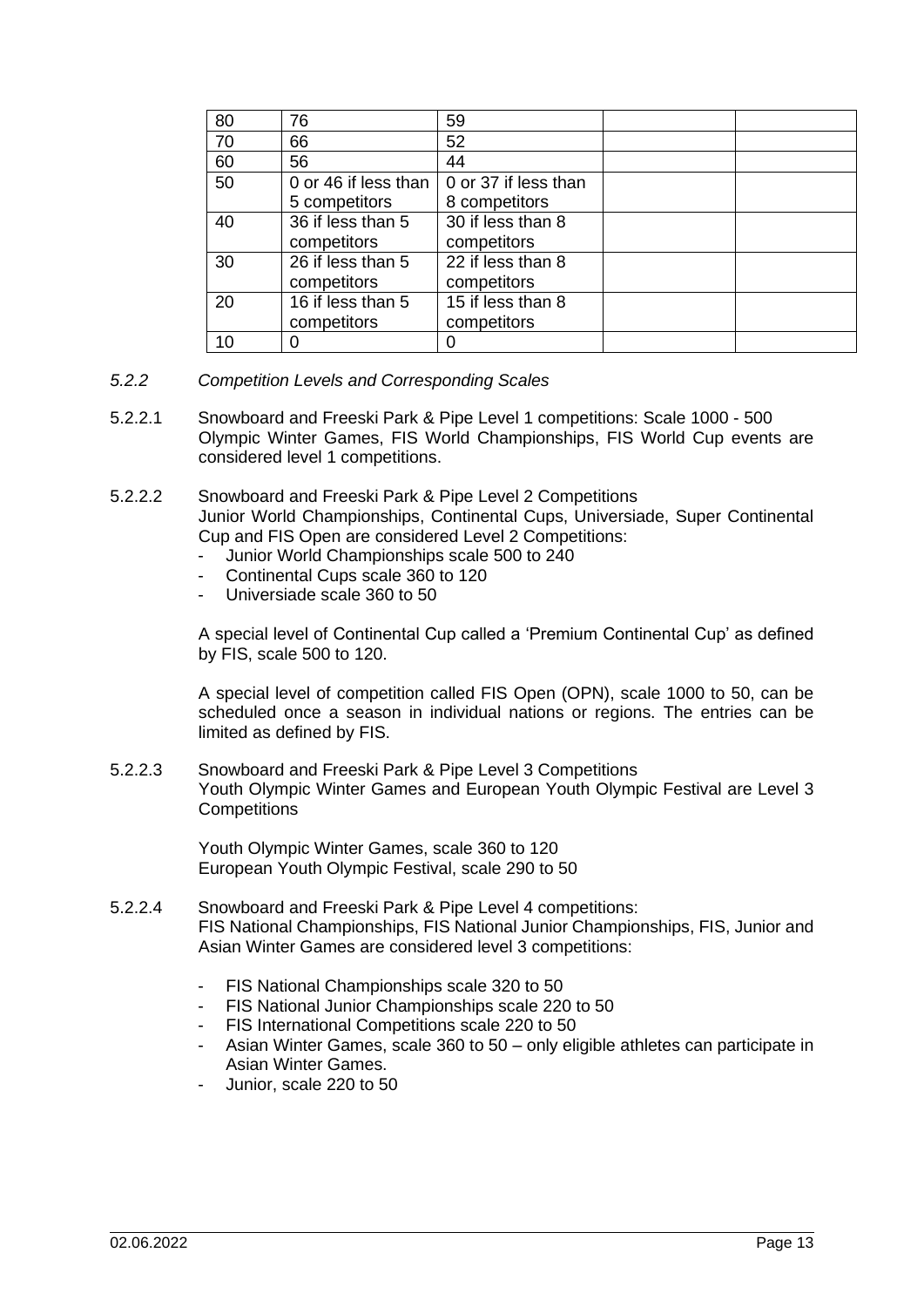| | | | | |
|---|---|---|---|---|
| 80 | 76 | 59 | | |
| 70 | 66 | 52 | | |
| 60 | 56 | 44 | | |
| 50 | 0 or 46 if less than 5 competitors | 0 or 37 if less than 8 competitors | | |
| 40 | 36 if less than 5 competitors | 30 if less than 8 competitors | | |
| 30 | 26 if less than 5 competitors | 22 if less than 8 competitors | | |
| 20 | 16 if less than 5 competitors | 15 if less than 8 competitors | | |
| 10 | 0 | 0 | | |

*5.2.2 Competition Levels and Corresponding Scales*

5.2.2.1 Snowboard and Freeski Park & Pipe Level 1 competitions: Scale 1000 - 500 Olympic Winter Games, FIS World Championships, FIS World Cup events are considered level 1 competitions.

5.2.2.2 Snowboard and Freeski Park & Pipe Level 2 Competitions
Junior World Championships, Continental Cups, Universiade, Super Continental Cup and FIS Open are considered Level 2 Competitions:

- Junior World Championships scale 500 to 240
- Continental Cups scale 360 to 120
- Universiade scale 360 to 50

A special level of Continental Cup called a 'Premium Continental Cup' as defined by FIS, scale 500 to 120.

A special level of competition called FIS Open (OPN), scale 1000 to 50, can be scheduled once a season in individual nations or regions. The entries can be limited as defined by FIS.

5.2.2.3 Snowboard and Freeski Park & Pipe Level 3 Competitions
Youth Olympic Winter Games and European Youth Olympic Festival are Level 3 Competitions

Youth Olympic Winter Games, scale 360 to 120
European Youth Olympic Festival, scale 290 to 50

5.2.2.4 Snowboard and Freeski Park & Pipe Level 4 competitions:
FIS National Championships, FIS National Junior Championships, FIS, Junior and Asian Winter Games are considered level 3 competitions:

- FIS National Championships scale 320 to 50
- FIS National Junior Championships scale 220 to 50
- FIS International Competitions scale 220 to 50
- Asian Winter Games, scale 360 to 50 – only eligible athletes can participate in Asian Winter Games.
- Junior, scale 220 to 50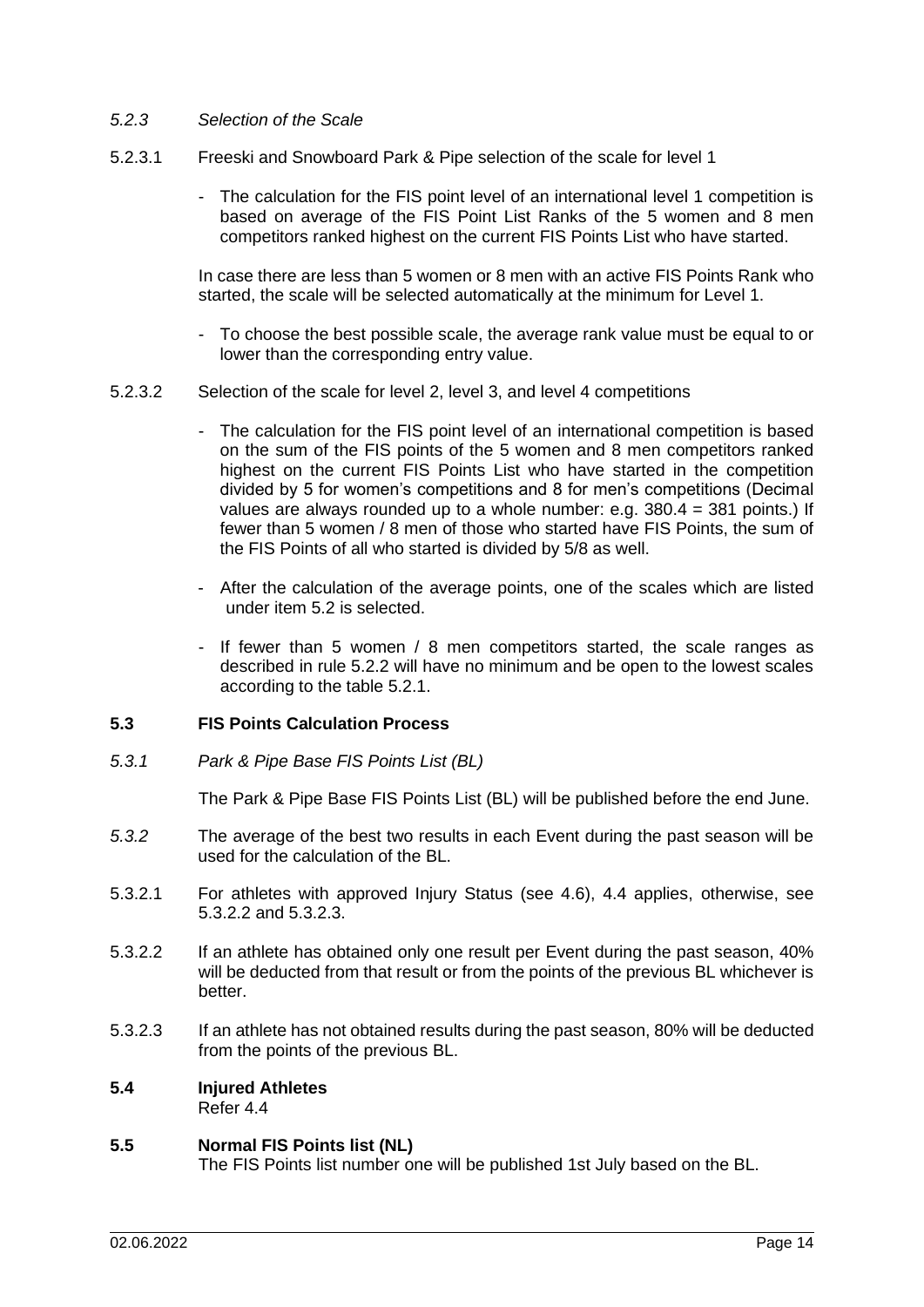*5.2.3 Selection of the Scale*

5.2.3.1 Freeski and Snowboard Park & Pipe selection of the scale for level 1

- The calculation for the FIS point level of an international level 1 competition is based on average of the FIS Point List Ranks of the 5 women and 8 men competitors ranked highest on the current FIS Points List who have started.

In case there are less than 5 women or 8 men with an active FIS Points Rank who started, the scale will be selected automatically at the minimum for Level 1.

- To choose the best possible scale, the average rank value must be equal to or lower than the corresponding entry value.

5.2.3.2 Selection of the scale for level 2, level 3, and level 4 competitions

- The calculation for the FIS point level of an international competition is based on the sum of the FIS points of the 5 women and 8 men competitors ranked highest on the current FIS Points List who have started in the competition divided by 5 for women's competitions and 8 for men's competitions (Decimal values are always rounded up to a whole number: e.g. 380.4 = 381 points.) If fewer than 5 women / 8 men of those who started have FIS Points, the sum of the FIS Points of all who started is divided by 5/8 as well.
- After the calculation of the average points, one of the scales which are listed under item 5.2 is selected.
- If fewer than 5 women / 8 men competitors started, the scale ranges as described in rule 5.2.2 will have no minimum and be open to the lowest scales according to the table 5.2.1.

## 5.3 FIS Points Calculation Process

*5.3.1 Park & Pipe Base FIS Points List (BL)*

The Park & Pipe Base FIS Points List (BL) will be published before the end June.

*5.3.2* The average of the best two results in each Event during the past season will be used for the calculation of the BL.

5.3.2.1 For athletes with approved Injury Status (see 4.6), 4.4 applies, otherwise, see 5.3.2.2 and 5.3.2.3.

5.3.2.2 If an athlete has obtained only one result per Event during the past season, 40% will be deducted from that result or from the points of the previous BL whichever is better.

5.3.2.3 If an athlete has not obtained results during the past season, 80% will be deducted from the points of the previous BL.

## 5.4 Injured Athletes

Refer 4.4

## 5.5 Normal FIS Points list (NL)

The FIS Points list number one will be published 1st July based on the BL.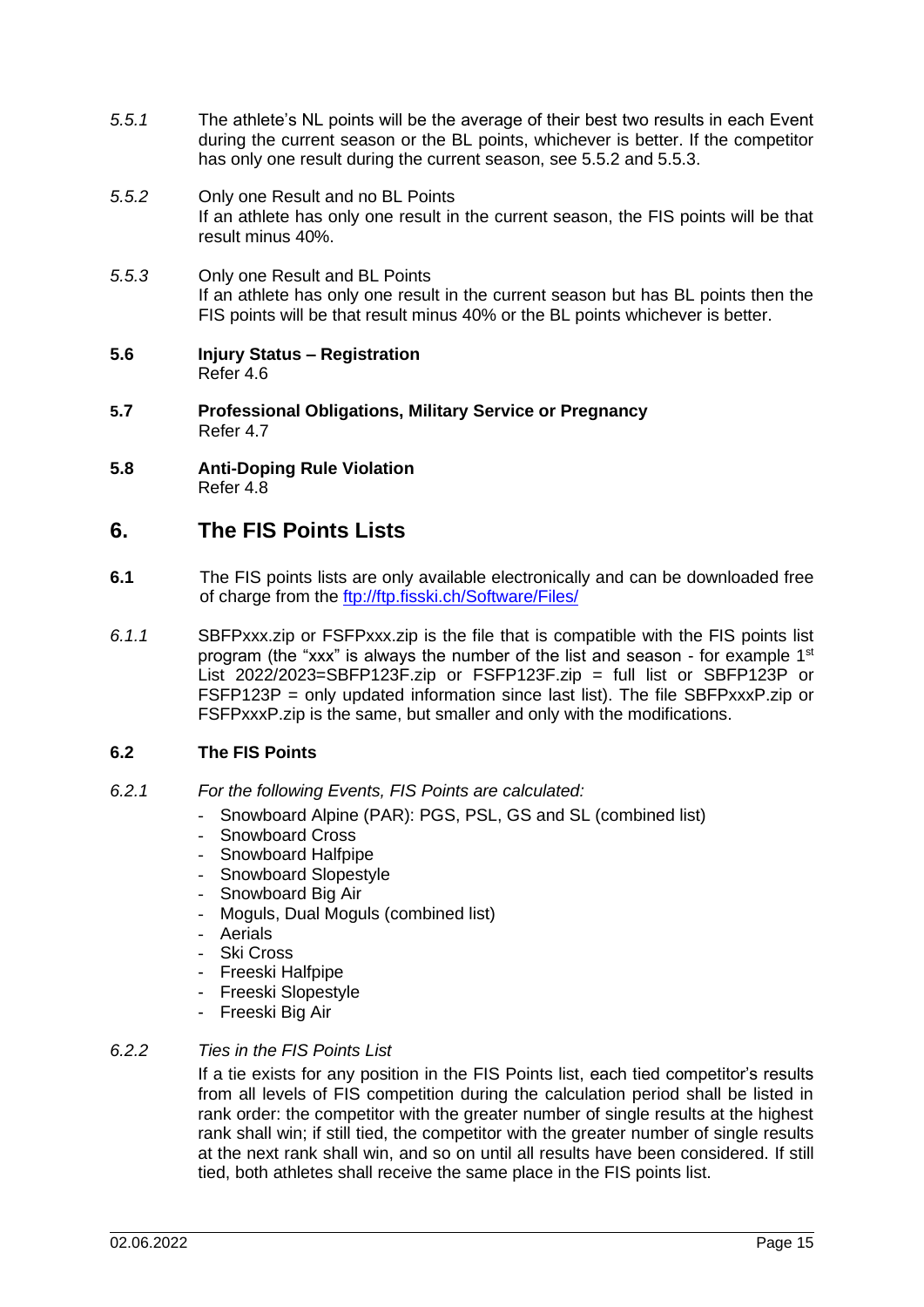*5.5.1* The athlete's NL points will be the average of their best two results in each Event during the current season or the BL points, whichever is better. If the competitor has only one result during the current season, see 5.5.2 and 5.5.3.

*5.5.2* Only one Result and no BL Points
If an athlete has only one result in the current season, the FIS points will be that result minus 40%.

*5.5.3* Only one Result and BL Points
If an athlete has only one result in the current season but has BL points then the FIS points will be that result minus 40% or the BL points whichever is better.

**5.6 Injury Status – Registration**
Refer 4.6

**5.7 Professional Obligations, Military Service or Pregnancy**
Refer 4.7

**5.8 Anti-Doping Rule Violation**
Refer 4.8

## 6. The FIS Points Lists

**6.1** The FIS points lists are only available electronically and can be downloaded free of charge from the [ftp://ftp.fisski.ch/Software/Files/](ftp://ftp.fisski.ch/Software/Files/)

*6.1.1* SBFPxxx.zip or FSFPxxx.zip is the file that is compatible with the FIS points list program (the "xxx" is always the number of the list and season - for example 1st List 2022/2023=SBFP123F.zip or FSFP123F.zip = full list or SBFP123P or FSFP123P = only updated information since last list). The file SBFPxxxP.zip or FSFPxxxP.zip is the same, but smaller and only with the modifications.

### 6.2 The FIS Points

*6.2.1* *For the following Events, FIS Points are calculated:*

- Snowboard Alpine (PAR): PGS, PSL, GS and SL (combined list)
- Snowboard Cross
- Snowboard Halfpipe
- Snowboard Slopestyle
- Snowboard Big Air
- Moguls, Dual Moguls (combined list)
- Aerials
- Ski Cross
- Freeski Halfpipe
- Freeski Slopestyle
- Freeski Big Air

*6.2.2* *Ties in the FIS Points List*
If a tie exists for any position in the FIS Points list, each tied competitor's results from all levels of FIS competition during the calculation period shall be listed in rank order: the competitor with the greater number of single results at the highest rank shall win; if still tied, the competitor with the greater number of single results at the next rank shall win, and so on until all results have been considered. If still tied, both athletes shall receive the same place in the FIS points list.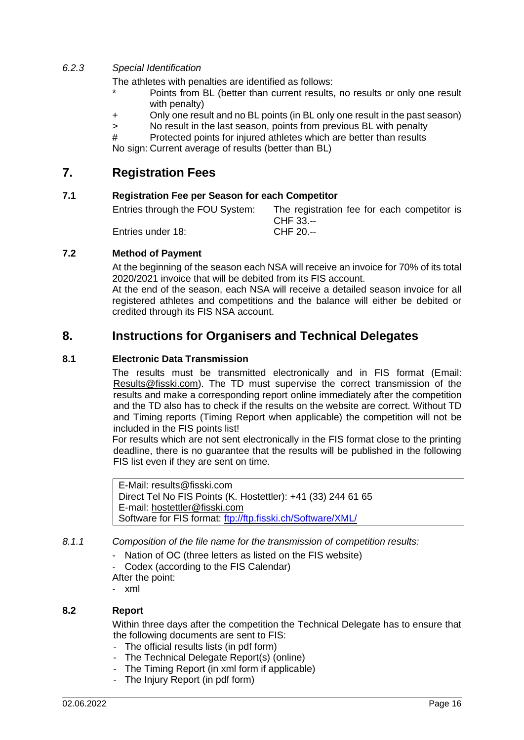*6.2.3 Special Identification*

The athletes with penalties are identified as follows:

- \* Points from BL (better than current results, no results or only one result with penalty)
- \+ Only one result and no BL points (in BL only one result in the past season)
- \> No result in the last season, points from previous BL with penalty
- \# Protected points for injured athletes which are better than results

No sign: Current average of results (better than BL)

# 7. Registration Fees

## 7.1 Registration Fee per Season for each Competitor

| | |
|---|---|
| Entries through the FOU System: | The registration fee for each competitor is CHF 33.-- |
| Entries under 18: | CHF 20.-- |

## 7.2 Method of Payment

At the beginning of the season each NSA will receive an invoice for 70% of its total 2020/2021 invoice that will be debited from its FIS account.

At the end of the season, each NSA will receive a detailed season invoice for all registered athletes and competitions and the balance will either be debited or credited through its FIS NSA account.

# 8. Instructions for Organisers and Technical Delegates

## 8.1 Electronic Data Transmission

The results must be transmitted electronically and in FIS format (Email: Results@fisski.com). The TD must supervise the correct transmission of the results and make a corresponding report online immediately after the competition and the TD also has to check if the results on the website are correct. Without TD and Timing reports (Timing Report when applicable) the competition will not be included in the FIS points list!

For results which are not sent electronically in the FIS format close to the printing deadline, there is no guarantee that the results will be published in the following FIS list even if they are sent on time.

E-Mail: results@fisski.com
Direct Tel No FIS Points (K. Hostettler): +41 (33) 244 61 65
E-mail: hostettler@fisski.com
Software for FIS format: ftp://ftp.fisski.ch/Software/XML/

*8.1.1 Composition of the file name for the transmission of competition results:*

- Nation of OC (three letters as listed on the FIS website)
- Codex (according to the FIS Calendar)

After the point:

- xml

## 8.2 Report

Within three days after the competition the Technical Delegate has to ensure that the following documents are sent to FIS:

- The official results lists (in pdf form)
- The Technical Delegate Report(s) (online)
- The Timing Report (in xml form if applicable)
- The Injury Report (in pdf form)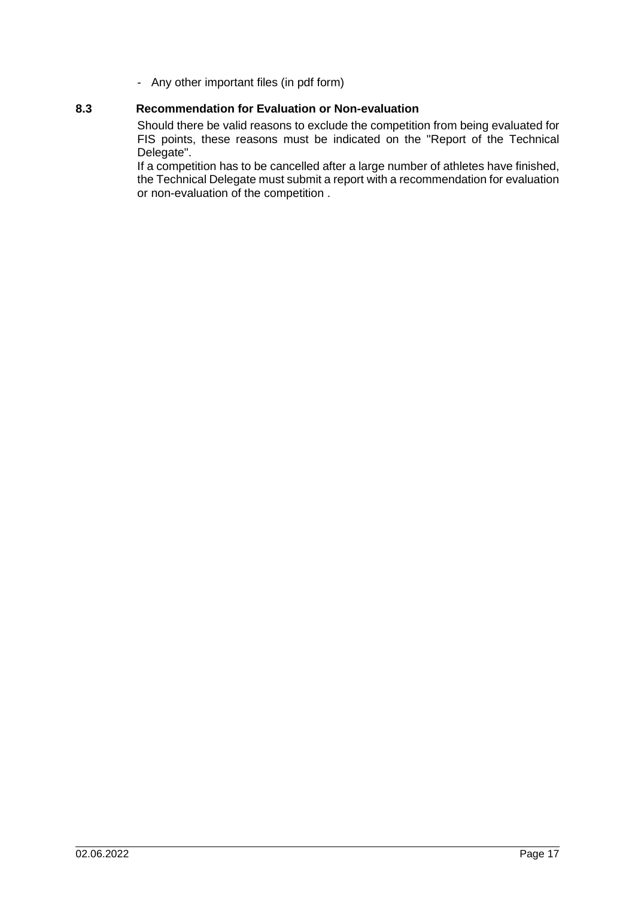- Any other important files (in pdf form)

### 8.3 Recommendation for Evaluation or Non-evaluation

Should there be valid reasons to exclude the competition from being evaluated for FIS points, these reasons must be indicated on the "Report of the Technical Delegate".

If a competition has to be cancelled after a large number of athletes have finished, the Technical Delegate must submit a report with a recommendation for evaluation or non-evaluation of the competition .